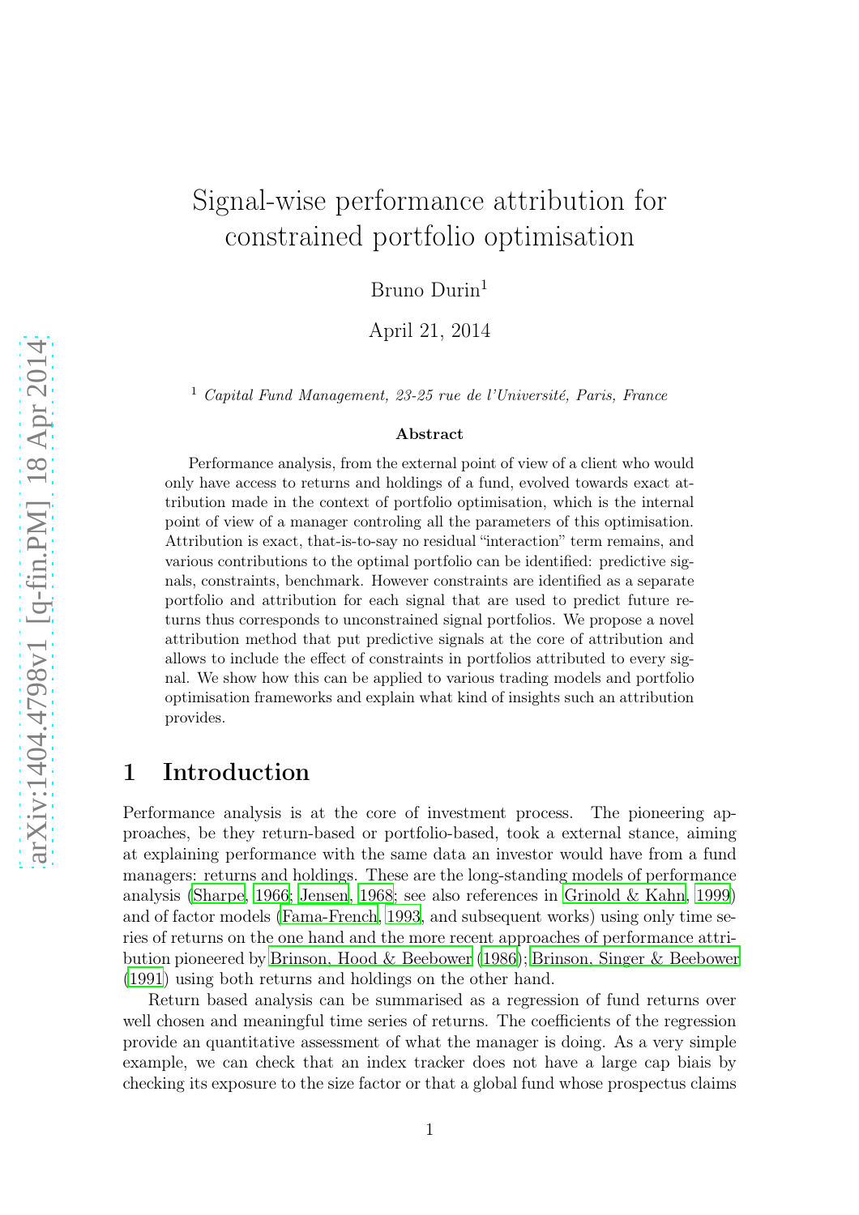# Signal-wise performance attribution for constrained portfolio optimisation

Bruno Durin[1]

April 21, 2014

[1] *Capital Fund Management, 23-25 rue de l'Université, Paris, France*

**Abstract**

Performance analysis, from the external point of view of a client who would only have access to returns and holdings of a fund, evolved towards exact attribution made in the context of portfolio optimisation, which is the internal point of view of a manager controling all the parameters of this optimisation. Attribution is exact, that-is-to-say no residual "interaction" term remains, and various contributions to the optimal portfolio can be identified: predictive signals, constraints, benchmark. However constraints are identified as a separate portfolio and attribution for each signal that are used to predict future returns thus corresponds to unconstrained signal portfolios. We propose a novel attribution method that put predictive signals at the core of attribution and allows to include the effect of constraints in portfolios attributed to every signal. We show how this can be applied to various trading models and portfolio optimisation frameworks and explain what kind of insights such an attribution provides.

## 1 Introduction

Performance analysis is at the core of investment process. The pioneering approaches, be they return-based or portfolio-based, took a external stance, aiming at explaining performance with the same data an investor would have from a fund managers: returns and holdings. These are the long-standing models of performance analysis (Sharpe, 1966; Jensen, 1968; see also references in Grinold & Kahn, 1999) and of factor models (Fama-French, 1993, and subsequent works) using only time series of returns on the one hand and the more recent approaches of performance attribution pioneered by Brinson, Hood & Beebower (1986); Brinson, Singer & Beebower (1991) using both returns and holdings on the other hand.

Return based analysis can be summarised as a regression of fund returns over well chosen and meaningful time series of returns. The coefficients of the regression provide an quantitative assessment of what the manager is doing. As a very simple example, we can check that an index tracker does not have a large cap biais by checking its exposure to the size factor or that a global fund whose prospectus claims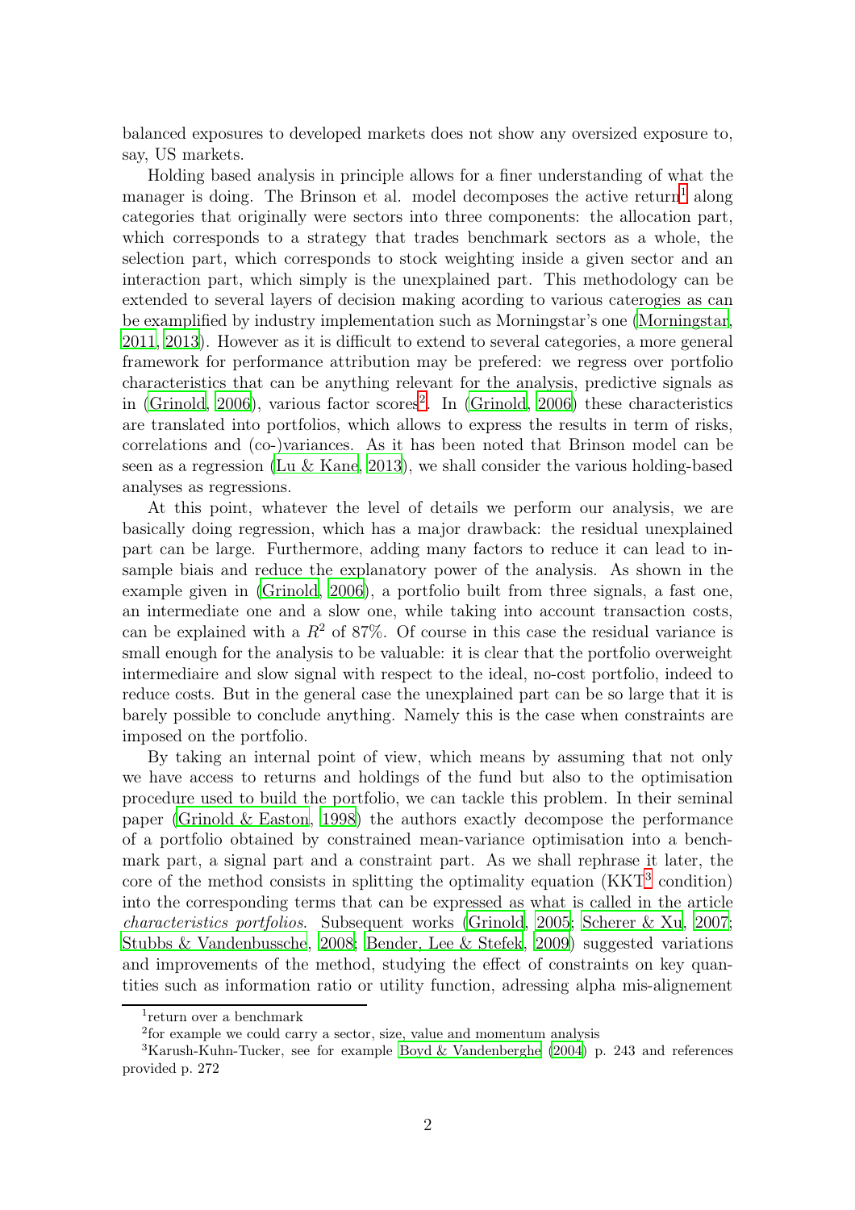balanced exposures to developed markets does not show any oversized exposure to, say, US markets.

Holding based analysis in principle allows for a finer understanding of what the manager is doing. The Brinson et al. model decomposes the active return[1] along categories that originally were sectors into three components: the allocation part, which corresponds to a strategy that trades benchmark sectors as a whole, the selection part, which corresponds to stock weighting inside a given sector and an interaction part, which simply is the unexplained part. This methodology can be extended to several layers of decision making acording to various caterogies as can be examplified by industry implementation such as Morningstar's one (Morningstar, 2011, 2013). However as it is difficult to extend to several categories, a more general framework for performance attribution may be prefered: we regress over portfolio characteristics that can be anything relevant for the analysis, predictive signals as in (Grinold, 2006), various factor scores[2]. In (Grinold, 2006) these characteristics are translated into portfolios, which allows to express the results in term of risks, correlations and (co-)variances. As it has been noted that Brinson model can be seen as a regression (Lu & Kane, 2013), we shall consider the various holding-based analyses as regressions.

At this point, whatever the level of details we perform our analysis, we are basically doing regression, which has a major drawback: the residual unexplained part can be large. Furthermore, adding many factors to reduce it can lead to in-sample biais and reduce the explanatory power of the analysis. As shown in the example given in (Grinold, 2006), a portfolio built from three signals, a fast one, an intermediate one and a slow one, while taking into account transaction costs, can be explained with a $R^2$ of 87%. Of course in this case the residual variance is small enough for the analysis to be valuable: it is clear that the portfolio overweight intermediaire and slow signal with respect to the ideal, no-cost portfolio, indeed to reduce costs. But in the general case the unexplained part can be so large that it is barely possible to conclude anything. Namely this is the case when constraints are imposed on the portfolio.

By taking an internal point of view, which means by assuming that not only we have access to returns and holdings of the fund but also to the optimisation procedure used to build the portfolio, we can tackle this problem. In their seminal paper (Grinold & Easton, 1998) the authors exactly decompose the performance of a portfolio obtained by constrained mean-variance optimisation into a benchmark part, a signal part and a constraint part. As we shall rephrase it later, the core of the method consists in splitting the optimality equation (KKT[3] condition) into the corresponding terms that can be expressed as what is called in the article *characteristics portfolios*. Subsequent works (Grinold, 2005; Scherer & Xu, 2007; Stubbs & Vandenbussche, 2008; Bender, Lee & Stefek, 2009) suggested variations and improvements of the method, studying the effect of constraints on key quantities such as information ratio or utility function, adressing alpha mis-alignement

[1] return over a benchmark

[2] for example we could carry a sector, size, value and momentum analysis

[3] Karush-Kuhn-Tucker, see for example Boyd & Vandenberghe (2004) p. 243 and references provided p. 272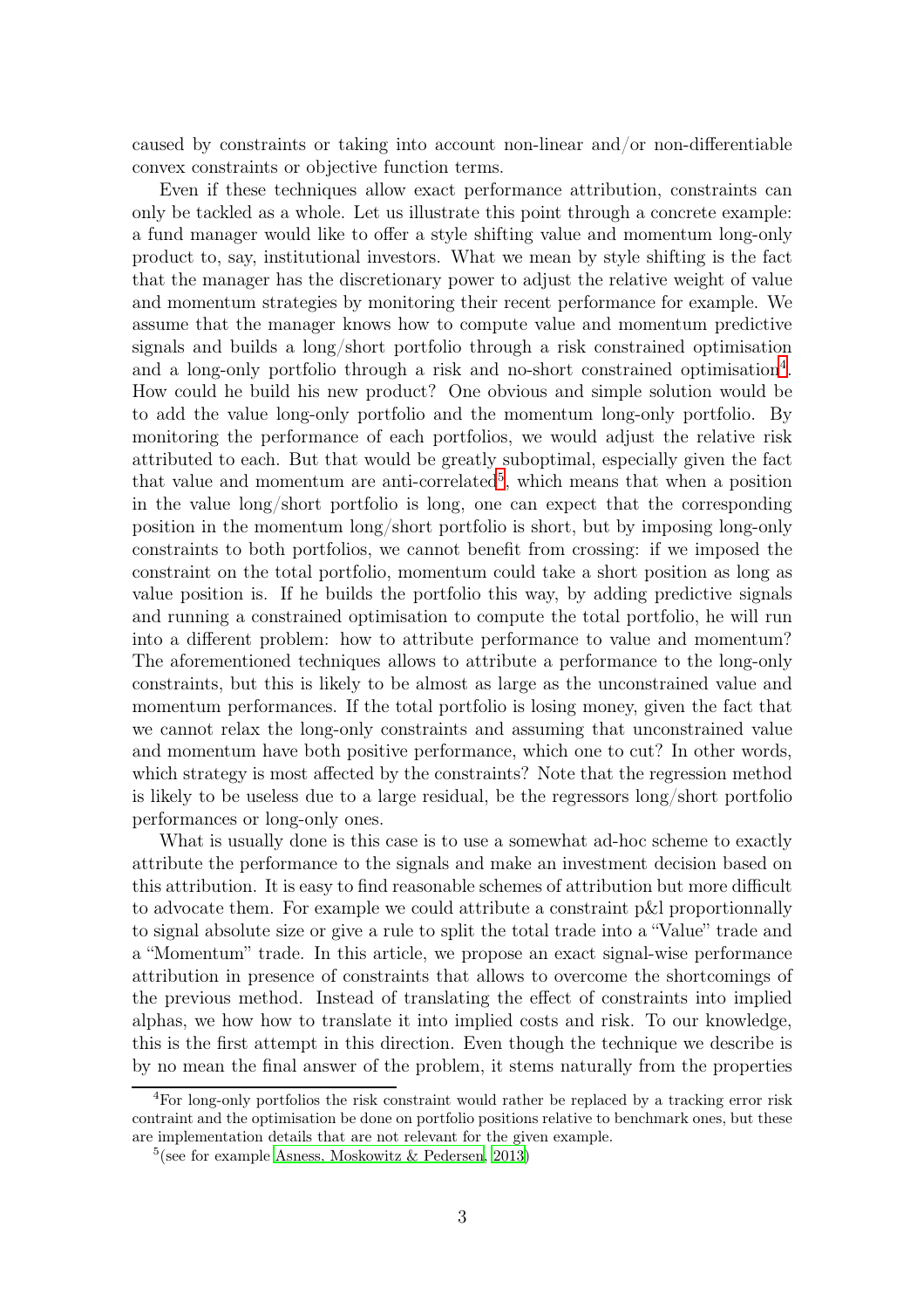caused by constraints or taking into account non-linear and/or non-differentiable convex constraints or objective function terms.

Even if these techniques allow exact performance attribution, constraints can only be tackled as a whole. Let us illustrate this point through a concrete example: a fund manager would like to offer a style shifting value and momentum long-only product to, say, institutional investors. What we mean by style shifting is the fact that the manager has the discretionary power to adjust the relative weight of value and momentum strategies by monitoring their recent performance for example. We assume that the manager knows how to compute value and momentum predictive signals and builds a long/short portfolio through a risk constrained optimisation and a long-only portfolio through a risk and no-short constrained optimisation[4]. How could he build his new product? One obvious and simple solution would be to add the value long-only portfolio and the momentum long-only portfolio. By monitoring the performance of each portfolios, we would adjust the relative risk attributed to each. But that would be greatly suboptimal, especially given the fact that value and momentum are anti-correlated[5], which means that when a position in the value long/short portfolio is long, one can expect that the corresponding position in the momentum long/short portfolio is short, but by imposing long-only constraints to both portfolios, we cannot benefit from crossing: if we imposed the constraint on the total portfolio, momentum could take a short position as long as value position is. If he builds the portfolio this way, by adding predictive signals and running a constrained optimisation to compute the total portfolio, he will run into a different problem: how to attribute performance to value and momentum? The aforementioned techniques allows to attribute a performance to the long-only constraints, but this is likely to be almost as large as the unconstrained value and momentum performances. If the total portfolio is losing money, given the fact that we cannot relax the long-only constraints and assuming that unconstrained value and momentum have both positive performance, which one to cut? In other words, which strategy is most affected by the constraints? Note that the regression method is likely to be useless due to a large residual, be the regressors long/short portfolio performances or long-only ones.

What is usually done is this case is to use a somewhat ad-hoc scheme to exactly attribute the performance to the signals and make an investment decision based on this attribution. It is easy to find reasonable schemes of attribution but more difficult to advocate them. For example we could attribute a constraint p&l proportionnally to signal absolute size or give a rule to split the total trade into a "Value" trade and a "Momentum" trade. In this article, we propose an exact signal-wise performance attribution in presence of constraints that allows to overcome the shortcomings of the previous method. Instead of translating the effect of constraints into implied alphas, we how how to translate it into implied costs and risk. To our knowledge, this is the first attempt in this direction. Even though the technique we describe is by no mean the final answer of the problem, it stems naturally from the properties

[4] For long-only portfolios the risk constraint would rather be replaced by a tracking error risk contraint and the optimisation be done on portfolio positions relative to benchmark ones, but these are implementation details that are not relevant for the given example.

[5] (see for example Asness, Moskowitz & Pedersen, 2013)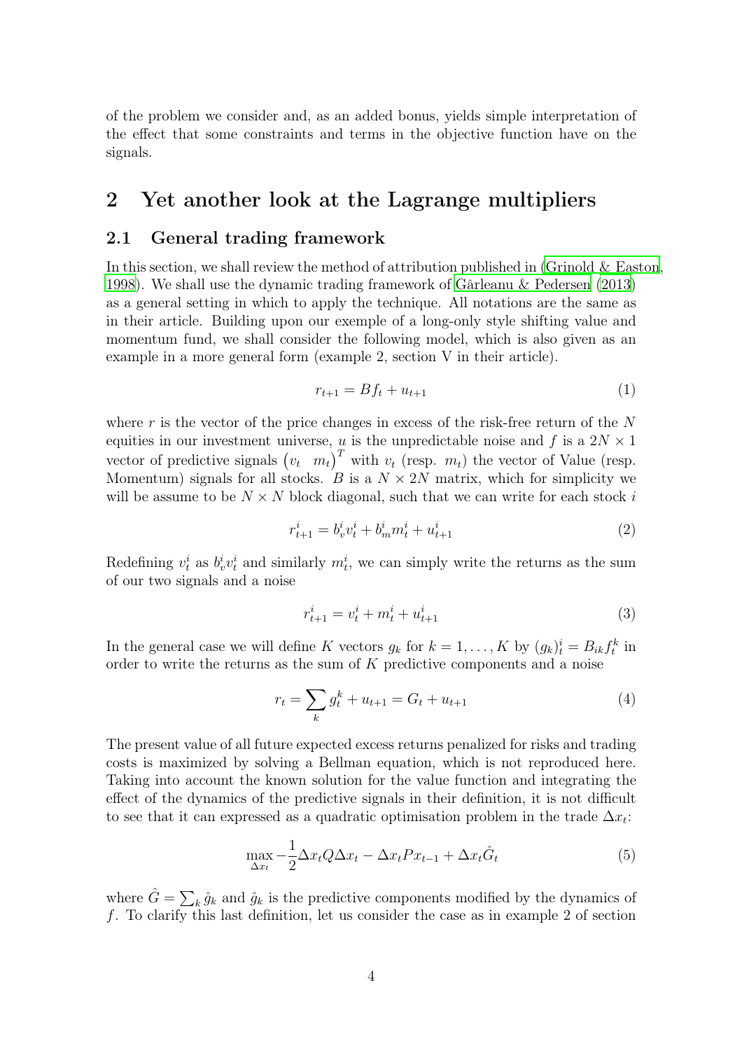of the problem we consider and, as an added bonus, yields simple interpretation of the effect that some constraints and terms in the objective function have on the signals.

## 2 Yet another look at the Lagrange multipliers

### 2.1 General trading framework

In this section, we shall review the method of attribution published in (Grinold & Easton, 1998). We shall use the dynamic trading framework of Gârleanu & Pedersen (2013) as a general setting in which to apply the technique. All notations are the same as in their article. Building upon our exemple of a long-only style shifting value and momentum fund, we shall consider the following model, which is also given as an example in a more general form (example 2, section V in their article).

$$r_{t+1} = Bf_t + u_{t+1} \tag{1}$$

where $r$ is the vector of the price changes in excess of the risk-free return of the $N$ equities in our investment universe, $u$ is the unpredictable noise and $f$ is a $2N \times 1$ vector of predictive signals $\begin{pmatrix} v_t & m_t \end{pmatrix}^T$ with $v_t$ (resp. $m_t$) the vector of Value (resp. Momentum) signals for all stocks. $B$ is a $N \times 2N$ matrix, which for simplicity we will be assume to be $N \times N$ block diagonal, such that we can write for each stock $i$

$$r^i_{t+1} = b^i_v v^i_t + b^i_m m^i_t + u^i_{t+1} \tag{2}$$

Redefining $v^i_t$ as $b^i_v v^i_t$ and similarly $m^i_t$, we can simply write the returns as the sum of our two signals and a noise

$$r^i_{t+1} = v^i_t + m^i_t + u^i_{t+1} \tag{3}$$

In the general case we will define $K$ vectors $g_k$ for $k = 1, \ldots, K$ by $(g_k)^i_t = B_{ik} f^k_t$ in order to write the returns as the sum of $K$ predictive components and a noise

$$r_t = \sum_k g^k_t + u_{t+1} = G_t + u_{t+1} \tag{4}$$

The present value of all future expected excess returns penalized for risks and trading costs is maximized by solving a Bellman equation, which is not reproduced here. Taking into account the known solution for the value function and integrating the effect of the dynamics of the predictive signals in their definition, it is not difficult to see that it can expressed as a quadratic optimisation problem in the trade $\Delta x_t$:

$$\max_{\Delta x_t} -\frac{1}{2}\Delta x_t Q \Delta x_t - \Delta x_t P x_{t-1} + \Delta x_t \hat{G}_t \tag{5}$$

where $\hat{G} = \sum_k \hat{g}_k$ and $\hat{g}_k$ is the predictive components modified by the dynamics of $f$. To clarify this last definition, let us consider the case as in example 2 of section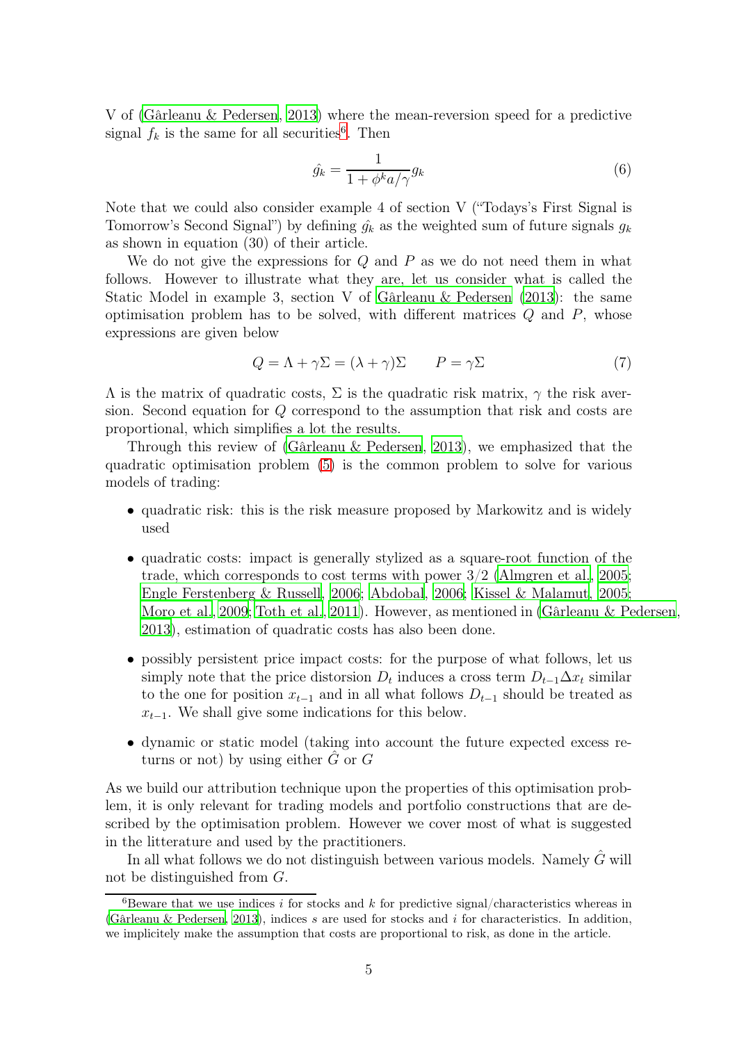V of (Gârleanu & Pedersen, 2013) where the mean-reversion speed for a predictive signal $f_k$ is the same for all securities[6]. Then

$$\hat{g_k} = \frac{1}{1 + \phi^k a/\gamma} g_k \tag{6}$$

Note that we could also consider example 4 of section V ("Todays's First Signal is Tomorrow's Second Signal") by defining $\hat{g_k}$ as the weighted sum of future signals $g_k$ as shown in equation (30) of their article.

We do not give the expressions for $Q$ and $P$ as we do not need them in what follows. However to illustrate what they are, let us consider what is called the Static Model in example 3, section V of Gârleanu & Pedersen (2013): the same optimisation problem has to be solved, with different matrices $Q$ and $P$, whose expressions are given below

$$Q = \Lambda + \gamma\Sigma = (\lambda + \gamma)\Sigma \qquad P = \gamma\Sigma \tag{7}$$

$\Lambda$ is the matrix of quadratic costs, $\Sigma$ is the quadratic risk matrix, $\gamma$ the risk aversion. Second equation for $Q$ correspond to the assumption that risk and costs are proportional, which simplifies a lot the results.

Through this review of (Gârleanu & Pedersen, 2013), we emphasized that the quadratic optimisation problem (5) is the common problem to solve for various models of trading:

- quadratic risk: this is the risk measure proposed by Markowitz and is widely used
- quadratic costs: impact is generally stylized as a square-root function of the trade, which corresponds to cost terms with power 3/2 (Almgren et al., 2005; Engle Ferstenberg & Russell, 2006; Abdobal, 2006; Kissel & Malamut, 2005; Moro et al., 2009; Toth et al., 2011). However, as mentioned in (Gârleanu & Pedersen, 2013), estimation of quadratic costs has also been done.
- possibly persistent price impact costs: for the purpose of what follows, let us simply note that the price distorsion $D_t$ induces a cross term $D_{t-1}\Delta x_t$ similar to the one for position $x_{t-1}$ and in all what follows $D_{t-1}$ should be treated as $x_{t-1}$. We shall give some indications for this below.
- dynamic or static model (taking into account the future expected excess returns or not) by using either $\hat{G}$ or $G$

As we build our attribution technique upon the properties of this optimisation problem, it is only relevant for trading models and portfolio constructions that are described by the optimisation problem. However we cover most of what is suggested in the litterature and used by the practitioners.

In all what follows we do not distinguish between various models. Namely $\hat{G}$ will not be distinguished from $G$.

[6]Beware that we use indices $i$ for stocks and $k$ for predictive signal/characteristics whereas in (Gârleanu & Pedersen, 2013), indices $s$ are used for stocks and $i$ for characteristics. In addition, we implicitely make the assumption that costs are proportional to risk, as done in the article.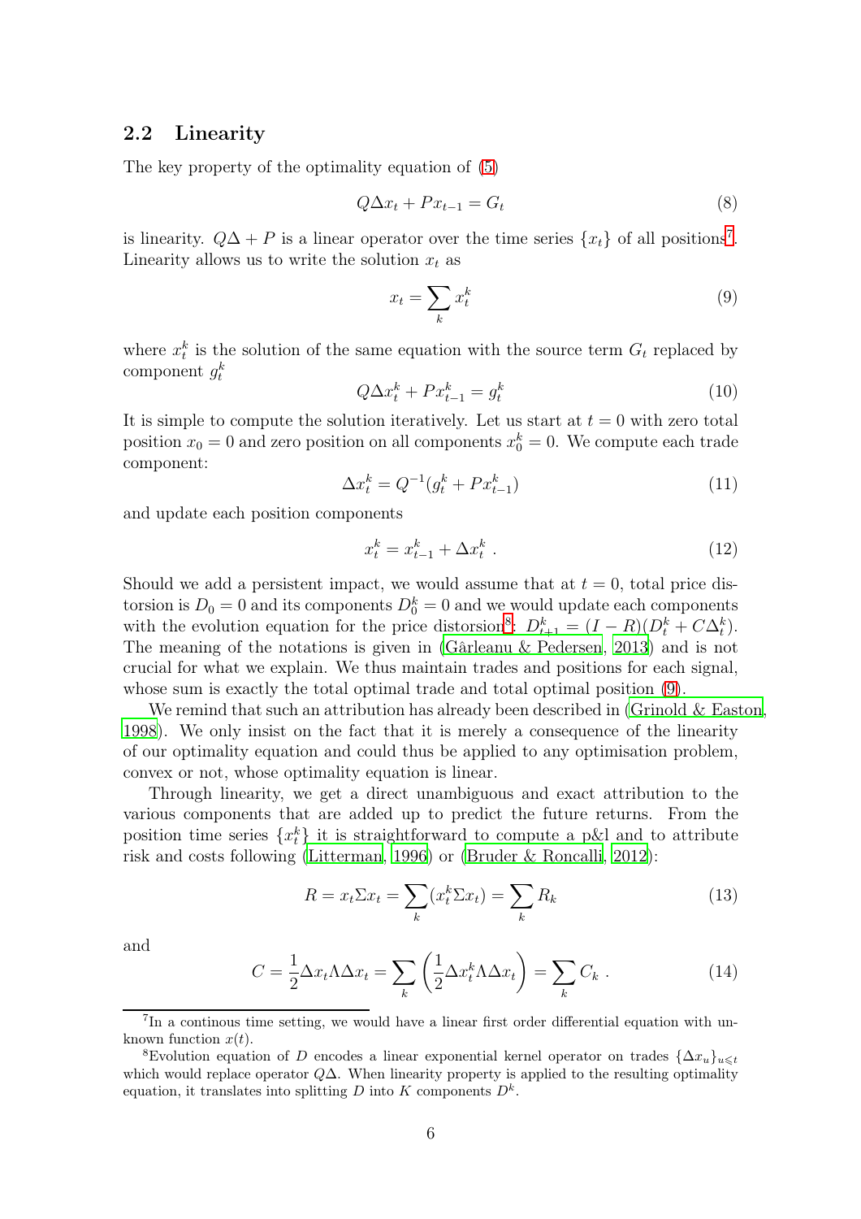## 2.2 Linearity

The key property of the optimality equation of (5)

$$Q\Delta x_t + P x_{t-1} = G_t \tag{8}$$

is linearity. $Q\Delta + P$ is a linear operator over the time series $\{x_t\}$ of all positions[7]. Linearity allows us to write the solution $x_t$ as

$$x_t = \sum_k x_t^k \tag{9}$$

where $x_t^k$ is the solution of the same equation with the source term $G_t$ replaced by component $g_t^k$

$$Q\Delta x_t^k + P x_{t-1}^k = g_t^k \tag{10}$$

It is simple to compute the solution iteratively. Let us start at $t = 0$ with zero total position $x_0 = 0$ and zero position on all components $x_0^k = 0$. We compute each trade component:

$$\Delta x_t^k = Q^{-1}(g_t^k + P x_{t-1}^k) \tag{11}$$

and update each position components

$$x_t^k = x_{t-1}^k + \Delta x_t^k \ . \tag{12}$$

Should we add a persistent impact, we would assume that at $t = 0$, total price distortion is $D_0 = 0$ and its components $D_0^k = 0$ and we would update each components with the evolution equation for the price distorsion[8]: $D_{t+1}^k = (I - R)(D_t^k + C\Delta_t^k)$. The meaning of the notations is given in (Gârleanu & Pedersen, 2013) and is not crucial for what we explain. We thus maintain trades and positions for each signal, whose sum is exactly the total optimal trade and total optimal position (9).

We remind that such an attribution has already been described in (Grinold & Easton, 1998). We only insist on the fact that it is merely a consequence of the linearity of our optimality equation and could thus be applied to any optimisation problem, convex or not, whose optimality equation is linear.

Through linearity, we get a direct unambiguous and exact attribution to the various components that are added up to predict the future returns. From the position time series $\{x_t^k\}$ it is straightforward to compute a p&l and to attribute risk and costs following (Litterman, 1996) or (Bruder & Roncalli, 2012):

$$R = x_t \Sigma x_t = \sum_k (x_t^k \Sigma x_t) = \sum_k R_k \tag{13}$$

and

$$C = \frac{1}{2}\Delta x_t \Lambda \Delta x_t = \sum_k \left(\frac{1}{2}\Delta x_t^k \Lambda \Delta x_t\right) = \sum_k C_k \ . \tag{14}$$

[7] In a continous time setting, we would have a linear first order differential equation with unknown function $x(t)$.

[8] Evolution equation of $D$ encodes a linear exponential kernel operator on trades $\{\Delta x_u\}_{u \leqslant t}$ which would replace operator $Q\Delta$. When linearity property is applied to the resulting optimality equation, it translates into splitting $D$ into $K$ components $D^k$.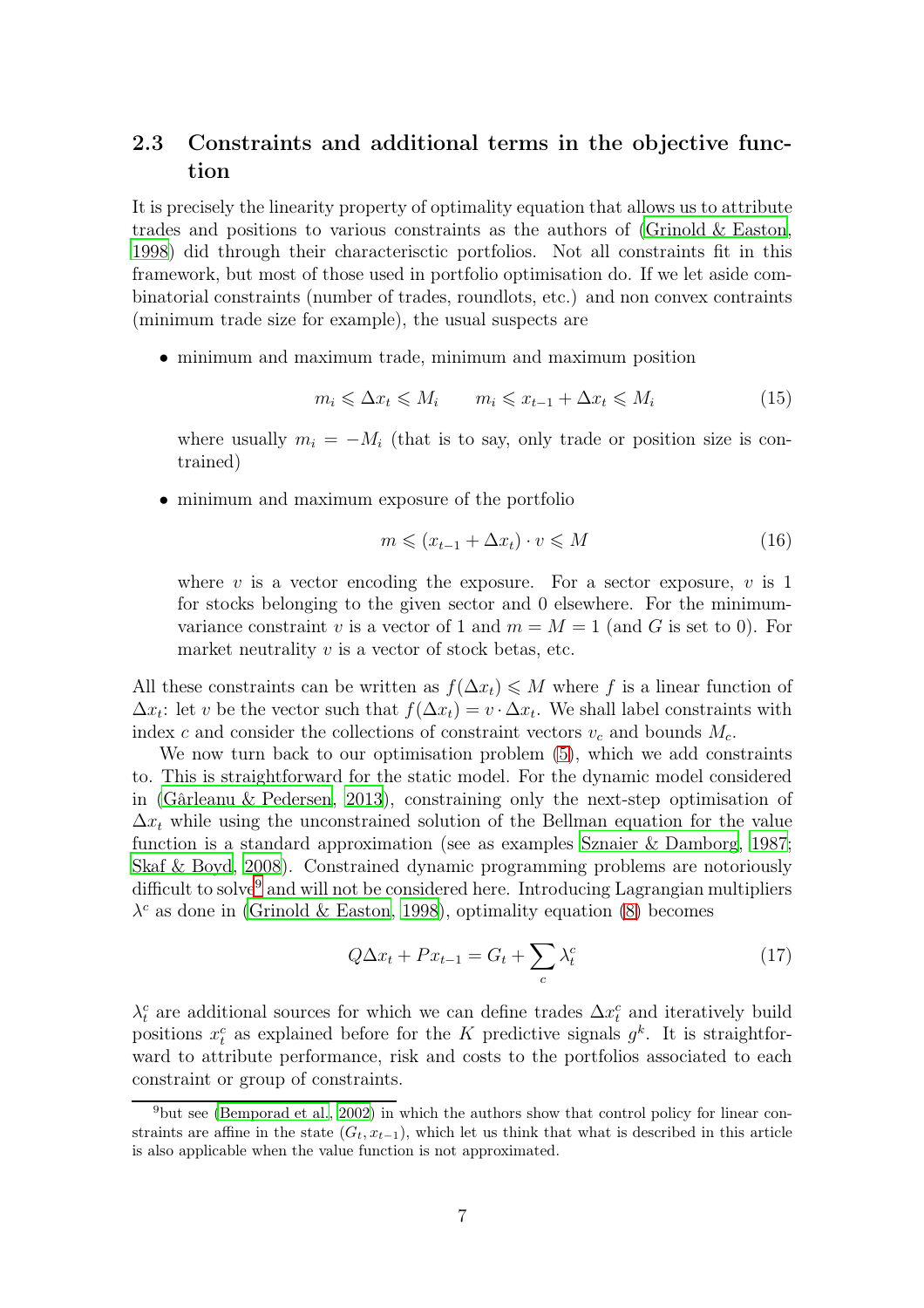## 2.3 Constraints and additional terms in the objective function

It is precisely the linearity property of optimality equation that allows us to attribute trades and positions to various constraints as the authors of (Grinold & Easton, 1998) did through their characterisctic portfolios. Not all constraints fit in this framework, but most of those used in portfolio optimisation do. If we let aside combinatorial constraints (number of trades, roundlots, etc.) and non convex contraints (minimum trade size for example), the usual suspects are

- minimum and maximum trade, minimum and maximum position

$$m_i \leqslant \Delta x_t \leqslant M_i \qquad m_i \leqslant x_{t-1} + \Delta x_t \leqslant M_i \tag{15}$$

  where usually $m_i = -M_i$ (that is to say, only trade or position size is contrained)

- minimum and maximum exposure of the portfolio

$$m \leqslant (x_{t-1} + \Delta x_t) \cdot v \leqslant M \tag{16}$$

  where $v$ is a vector encoding the exposure. For a sector exposure, $v$ is 1 for stocks belonging to the given sector and 0 elsewhere. For the minimum-variance constraint $v$ is a vector of 1 and $m = M = 1$ (and $G$ is set to 0). For market neutrality $v$ is a vector of stock betas, etc.

All these constraints can be written as $f(\Delta x_t) \leqslant M$ where $f$ is a linear function of $\Delta x_t$: let $v$ be the vector such that $f(\Delta x_t) = v \cdot \Delta x_t$. We shall label constraints with index $c$ and consider the collections of constraint vectors $v_c$ and bounds $M_c$.

We now turn back to our optimisation problem (5), which we add constraints to. This is straightforward for the static model. For the dynamic model considered in (Gârleanu & Pedersen, 2013), constraining only the next-step optimisation of $\Delta x_t$ while using the unconstrained solution of the Bellman equation for the value function is a standard approximation (see as examples Sznaier & Damborg, 1987; Skaf & Boyd, 2008). Constrained dynamic programming problems are notoriously difficult to solve[9] and will not be considered here. Introducing Lagrangian multipliers $\lambda^c$ as done in (Grinold & Easton, 1998), optimality equation (8) becomes

$$Q\Delta x_t + Px_{t-1} = G_t + \sum_c \lambda_t^c \tag{17}$$

$\lambda_t^c$ are additional sources for which we can define trades $\Delta x_t^c$ and iteratively build positions $x_t^c$ as explained before for the $K$ predictive signals $g^k$. It is straightforward to attribute performance, risk and costs to the portfolios associated to each constraint or group of constraints.

[9] but see (Bemporad et al., 2002) in which the authors show that control policy for linear constraints are affine in the state $(G_t, x_{t-1})$, which let us think that what is described in this article is also applicable when the value function is not approximated.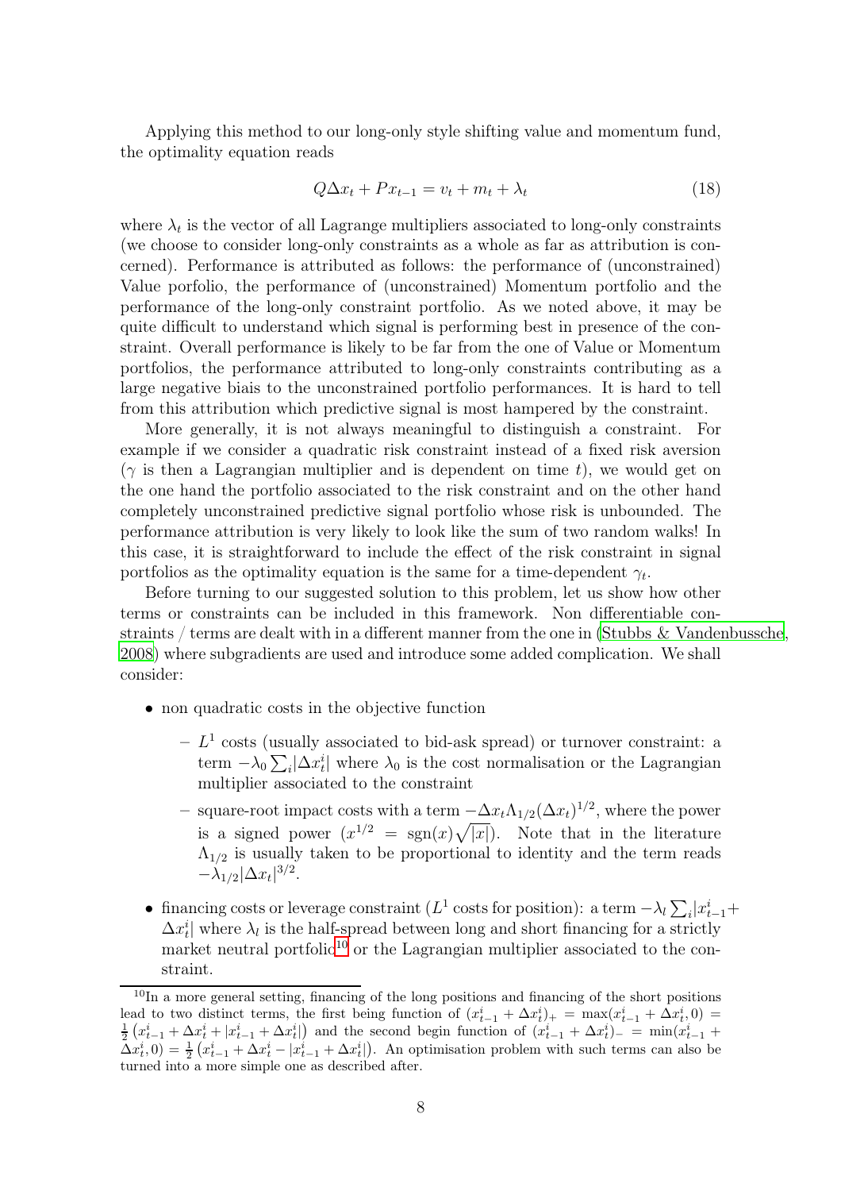Applying this method to our long-only style shifting value and momentum fund, the optimality equation reads

$$Q\Delta x_t + Px_{t-1} = v_t + m_t + \lambda_t \tag{18}$$

where $\lambda_t$ is the vector of all Lagrange multipliers associated to long-only constraints (we choose to consider long-only constraints as a whole as far as attribution is concerned). Performance is attributed as follows: the performance of (unconstrained) Value porfolio, the performance of (unconstrained) Momentum portfolio and the performance of the long-only constraint portfolio. As we noted above, it may be quite difficult to understand which signal is performing best in presence of the constraint. Overall performance is likely to be far from the one of Value or Momentum portfolios, the performance attributed to long-only constraints contributing as a large negative biais to the unconstrained portfolio performances. It is hard to tell from this attribution which predictive signal is most hampered by the constraint.

More generally, it is not always meaningful to distinguish a constraint. For example if we consider a quadratic risk constraint instead of a fixed risk aversion ($\gamma$ is then a Lagrangian multiplier and is dependent on time $t$), we would get on the one hand the portfolio associated to the risk constraint and on the other hand completely unconstrained predictive signal portfolio whose risk is unbounded. The performance attribution is very likely to look like the sum of two random walks! In this case, it is straightforward to include the effect of the risk constraint in signal portfolios as the optimality equation is the same for a time-dependent $\gamma_t$.

Before turning to our suggested solution to this problem, let us show how other terms or constraints can be included in this framework. Non differentiable constraints / terms are dealt with in a different manner from the one in (Stubbs & Vandenbussche, 2008) where subgradients are used and introduce some added complication. We shall consider:

- non quadratic costs in the objective function
  - $L^1$ costs (usually associated to bid-ask spread) or turnover constraint: a term $-\lambda_0 \sum_i |\Delta x_t^i|$ where $\lambda_0$ is the cost normalisation or the Lagrangian multiplier associated to the constraint
  - square-root impact costs with a term $-\Delta x_t \Lambda_{1/2} (\Delta x_t)^{1/2}$, where the power is a signed power ($x^{1/2} = \text{sgn}(x)\sqrt{|x|}$). Note that in the literature $\Lambda_{1/2}$ is usually taken to be proportional to identity and the term reads $-\lambda_{1/2}|\Delta x_t|^{3/2}$.
- financing costs or leverage constraint ($L^1$ costs for position): a term $-\lambda_l \sum_i |x_{t-1}^i + \Delta x_t^i|$ where $\lambda_l$ is the half-spread between long and short financing for a strictly market neutral portfolio[10] or the Lagrangian multiplier associated to the constraint.

[10] In a more general setting, financing of the long positions and financing of the short positions lead to two distinct terms, the first being function of $(x_{t-1}^i + \Delta x_t^i)_+ = \max(x_{t-1}^i + \Delta x_t^i, 0) = \frac{1}{2}\left(x_{t-1}^i + \Delta x_t^i + |x_{t-1}^i + \Delta x_t^i|\right)$ and the second begin function of $(x_{t-1}^i + \Delta x_t^i)_- = \min(x_{t-1}^i + \Delta x_t^i, 0) = \frac{1}{2}\left(x_{t-1}^i + \Delta x_t^i - |x_{t-1}^i + \Delta x_t^i|\right)$. An optimisation problem with such terms can also be turned into a more simple one as described after.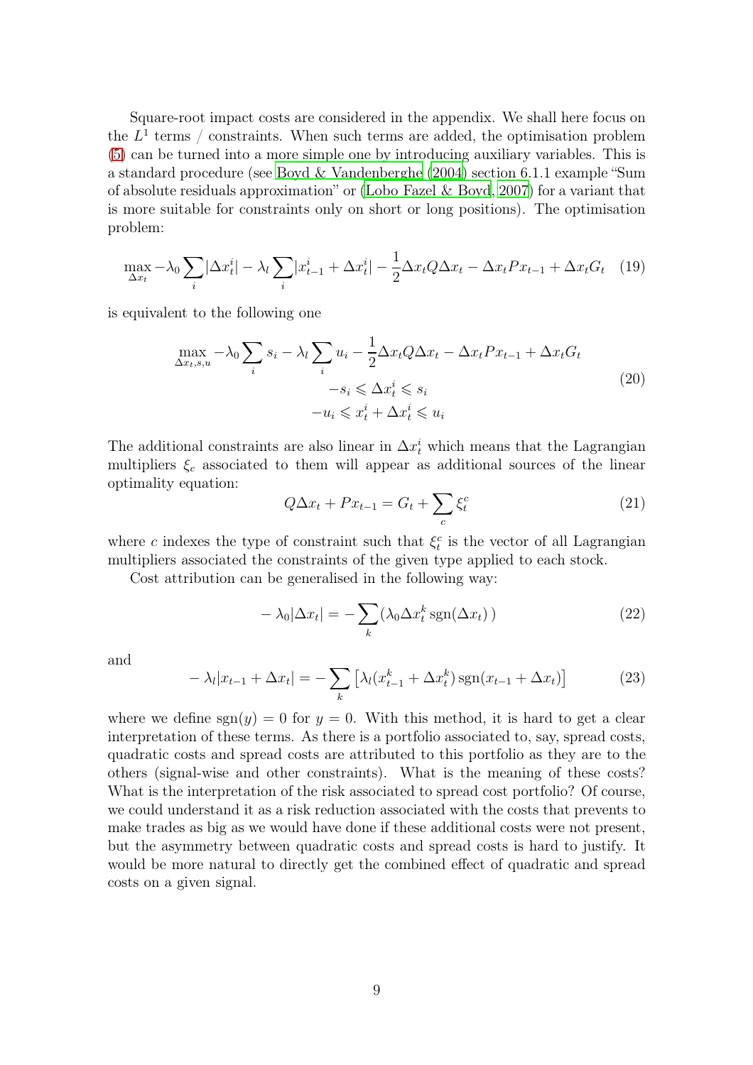Square-root impact costs are considered in the appendix. We shall here focus on the $L^1$ terms / constraints. When such terms are added, the optimisation problem (5) can be turned into a more simple one by introducing auxiliary variables. This is a standard procedure (see Boyd & Vandenberghe (2004) section 6.1.1 example "Sum of absolute residuals approximation" or (Lobo Fazel & Boyd, 2007) for a variant that is more suitable for constraints only on short or long positions). The optimisation problem:

$$\max_{\Delta x_t} -\lambda_0 \sum_i |\Delta x_t^i| - \lambda_l \sum_i |x_{t-1}^i + \Delta x_t^i| - \frac{1}{2}\Delta x_t Q \Delta x_t - \Delta x_t P x_{t-1} + \Delta x_t G_t \quad (19)$$

is equivalent to the following one

$$\begin{gathered} \max_{\Delta x_t, s, u} -\lambda_0 \sum_i s_i - \lambda_l \sum_i u_i - \frac{1}{2}\Delta x_t Q \Delta x_t - \Delta x_t P x_{t-1} + \Delta x_t G_t \\ -s_i \leqslant \Delta x_t^i \leqslant s_i \\ -u_i \leqslant x_t^i + \Delta x_t^i \leqslant u_i \end{gathered} \quad (20)$$

The additional constraints are also linear in $\Delta x_t^i$ which means that the Lagrangian multipliers $\xi_c$ associated to them will appear as additional sources of the linear optimality equation:

$$Q\Delta x_t + P x_{t-1} = G_t + \sum_c \xi_t^c \quad (21)$$

where $c$ indexes the type of constraint such that $\xi_t^c$ is the vector of all Lagrangian multipliers associated the constraints of the given type applied to each stock.

Cost attribution can be generalised in the following way:

$$-\lambda_0 |\Delta x_t| = -\sum_k (\lambda_0 \Delta x_t^k \operatorname{sgn}(\Delta x_t)) \quad (22)$$

and

$$-\lambda_l |x_{t-1} + \Delta x_t| = -\sum_k \left[\lambda_l (x_{t-1}^k + \Delta x_t^k) \operatorname{sgn}(x_{t-1} + \Delta x_t)\right] \quad (23)$$

where we define $\operatorname{sgn}(y) = 0$ for $y = 0$. With this method, it is hard to get a clear interpretation of these terms. As there is a portfolio associated to, say, spread costs, quadratic costs and spread costs are attributed to this portfolio as they are to the others (signal-wise and other constraints). What is the meaning of these costs? What is the interpretation of the risk associated to spread cost portfolio? Of course, we could understand it as a risk reduction associated with the costs that prevents to make trades as big as we would have done if these additional costs were not present, but the asymmetry between quadratic costs and spread costs is hard to justify. It would be more natural to directly get the combined effect of quadratic and spread costs on a given signal.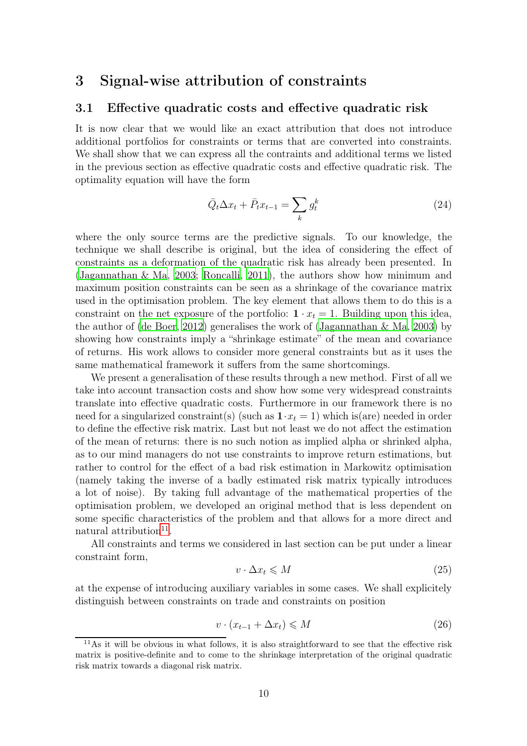## 3 Signal-wise attribution of constraints

### 3.1 Effective quadratic costs and effective quadratic risk

It is now clear that we would like an exact attribution that does not introduce additional portfolios for constraints or terms that are converted into constraints. We shall show that we can express all the contraints and additional terms we listed in the previous section as effective quadratic costs and effective quadratic risk. The optimality equation will have the form

$$\bar{Q}_t \Delta x_t + \bar{P}_t x_{t-1} = \sum_k g_t^k \tag{24}$$

where the only source terms are the predictive signals. To our knowledge, the technique we shall describe is original, but the idea of considering the effect of constraints as a deformation of the quadratic risk has already been presented. In (Jagannathan & Ma, 2003; Roncalli, 2011), the authors show how minimum and maximum position constraints can be seen as a shrinkage of the covariance matrix used in the optimisation problem. The key element that allows them to do this is a constraint on the net exposure of the portfolio: $\mathbf{1} \cdot x_t = 1$. Building upon this idea, the author of (de Boer, 2012) generalises the work of (Jagannathan & Ma, 2003) by showing how constraints imply a "shrinkage estimate" of the mean and covariance of returns. His work allows to consider more general constraints but as it uses the same mathematical framework it suffers from the same shortcomings.

We present a generalisation of these results through a new method. First of all we take into account transaction costs and show how some very widespread constraints translate into effective quadratic costs. Furthermore in our framework there is no need for a singularized constraint(s) (such as $\mathbf{1} \cdot x_t = 1$) which is(are) needed in order to define the effective risk matrix. Last but not least we do not affect the estimation of the mean of returns: there is no such notion as implied alpha or shrinked alpha, as to our mind managers do not use constraints to improve return estimations, but rather to control for the effect of a bad risk estimation in Markowitz optimisation (namely taking the inverse of a badly estimated risk matrix typically introduces a lot of noise). By taking full advantage of the mathematical properties of the optimisation problem, we developed an original method that is less dependent on some specific characteristics of the problem and that allows for a more direct and natural attribution[11].

All constraints and terms we considered in last section can be put under a linear constraint form,

$$v \cdot \Delta x_t \leqslant M \tag{25}$$

at the expense of introducing auxiliary variables in some cases. We shall explicitely distinguish between constraints on trade and constraints on position

$$v \cdot (x_{t-1} + \Delta x_t) \leqslant M \tag{26}$$

[11] As it will be obvious in what follows, it is also straightforward to see that the effective risk matrix is positive-definite and to come to the shrinkage interpretation of the original quadratic risk matrix towards a diagonal risk matrix.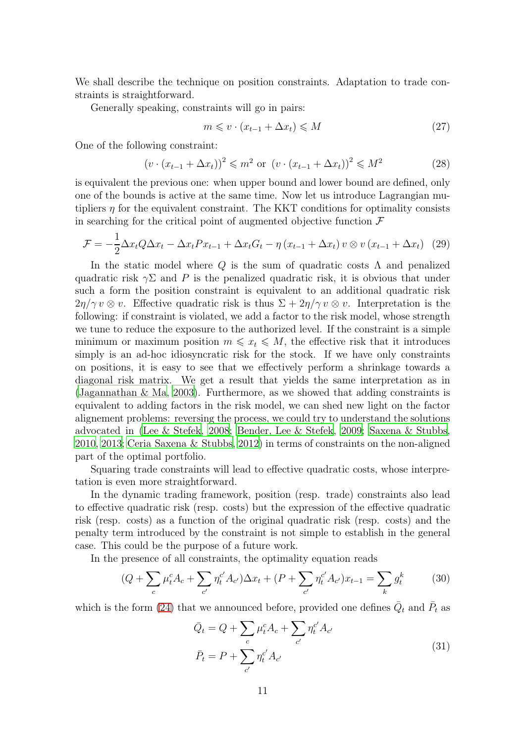We shall describe the technique on position constraints. Adaptation to trade constraints is straightforward.

Generally speaking, constraints will go in pairs:

$$m \leqslant v \cdot (x_{t-1} + \Delta x_t) \leqslant M \tag{27}$$

One of the following constraint:

$$(v \cdot (x_{t-1} + \Delta x_t))^2 \leqslant m^2 \text{ or } (v \cdot (x_{t-1} + \Delta x_t))^2 \leqslant M^2 \tag{28}$$

is equivalent the previous one: when upper bound and lower bound are defined, only one of the bounds is active at the same time. Now let us introduce Lagrangian mutipliers $\eta$ for the equivalent constraint. The KKT conditions for optimality consists in searching for the critical point of augmented objective function $\mathcal{F}$

$$\mathcal{F} = -\frac{1}{2}\Delta x_t Q \Delta x_t - \Delta x_t P x_{t-1} + \Delta x_t G_t - \eta \left(x_{t-1} + \Delta x_t\right) v \otimes v \left(x_{t-1} + \Delta x_t\right) \tag{29}$$

In the static model where $Q$ is the sum of quadratic costs $\Lambda$ and penalized quadratic risk $\gamma\Sigma$ and $P$ is the penalized quadratic risk, it is obvious that under such a form the position constraint is equivalent to an additional quadratic risk $2\eta/\gamma\, v \otimes v$. Effective quadratic risk is thus $\Sigma + 2\eta/\gamma\, v \otimes v$. Interpretation is the following: if constraint is violated, we add a factor to the risk model, whose strength we tune to reduce the exposure to the authorized level. If the constraint is a simple minimum or maximum position $m \leqslant x_t \leqslant M$, the effective risk that it introduces simply is an ad-hoc idiosyncratic risk for the stock. If we have only constraints on positions, it is easy to see that we effectively perform a shrinkage towards a diagonal risk matrix. We get a result that yields the same interpretation as in (Jagannathan & Ma, 2003). Furthermore, as we showed that adding constraints is equivalent to adding factors in the risk model, we can shed new light on the factor alignement problems: reversing the process, we could try to understand the solutions advocated in (Lee & Stefek, 2008; Bender, Lee & Stefek, 2009; Saxena & Stubbs, 2010, 2013; Ceria Saxena & Stubbs, 2012) in terms of constraints on the non-aligned part of the optimal portfolio.

Squaring trade constraints will lead to effective quadratic costs, whose interpretation is even more straightforward.

In the dynamic trading framework, position (resp. trade) constraints also lead to effective quadratic risk (resp. costs) but the expression of the effective quadratic risk (resp. costs) as a function of the original quadratic risk (resp. costs) and the penalty term introduced by the constraint is not simple to establish in the general case. This could be the purpose of a future work.

In the presence of all constraints, the optimality equation reads

$$(Q + \sum_c \mu_t^c A_c + \sum_{c'} \eta_t^{c'} A_{c'})\Delta x_t + (P + \sum_{c'} \eta_t^{c'} A_{c'})x_{t-1} = \sum_k g_t^k \tag{30}$$

which is the form (24) that we announced before, provided one defines $\bar{Q}_t$ and $\bar{P}_t$ as

$$\begin{aligned}
\bar{Q}_t &= Q + \sum_c \mu_t^c A_c + \sum_{c'} \eta_t^{c'} A_{c'} \\
\bar{P}_t &= P + \sum_{c'} \eta_t^{c'} A_{c'}
\end{aligned} \tag{31}$$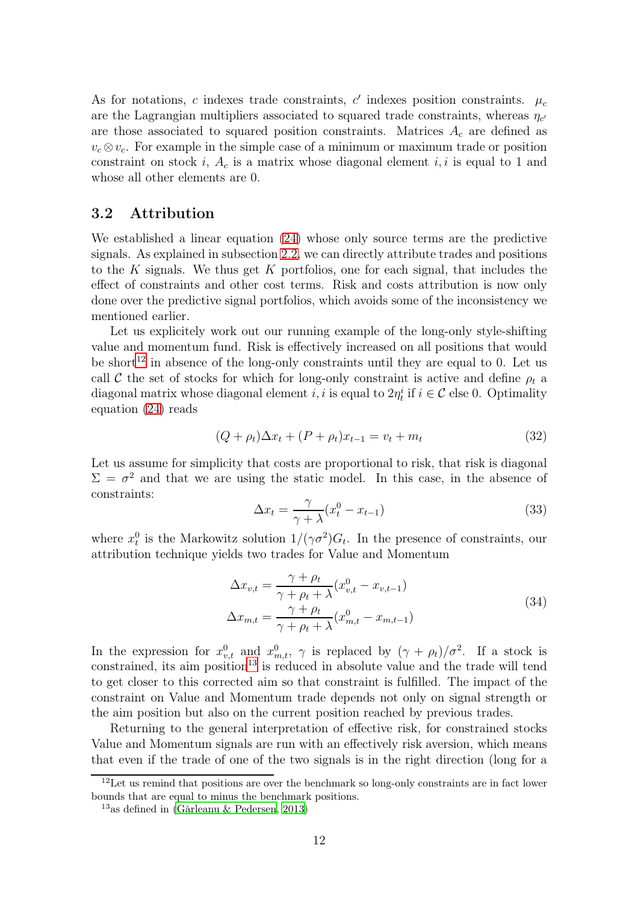As for notations, $c$ indexes trade constraints, $c'$ indexes position constraints. $\mu_c$ are the Lagrangian multipliers associated to squared trade constraints, whereas $\eta_{c'}$ are those associated to squared position constraints. Matrices $A_c$ are defined as $v_c \otimes v_c$. For example in the simple case of a minimum or maximum trade or position constraint on stock $i$, $A_c$ is a matrix whose diagonal element $i, i$ is equal to 1 and whose all other elements are 0.

## 3.2 Attribution

We established a linear equation (24) whose only source terms are the predictive signals. As explained in subsection 2.2, we can directly attribute trades and positions to the $K$ signals. We thus get $K$ portfolios, one for each signal, that includes the effect of constraints and other cost terms. Risk and costs attribution is now only done over the predictive signal portfolios, which avoids some of the inconsistency we mentioned earlier.

Let us explicitely work out our running example of the long-only style-shifting value and momentum fund. Risk is effectively increased on all positions that would be short[12] in absence of the long-only constraints until they are equal to 0. Let us call $\mathcal{C}$ the set of stocks for which for long-only constraint is active and define $\rho_t$ a diagonal matrix whose diagonal element $i, i$ is equal to $2\eta_t^i$ if $i \in \mathcal{C}$ else 0. Optimality equation (24) reads

$$(Q + \rho_t)\Delta x_t + (P + \rho_t)x_{t-1} = v_t + m_t \tag{32}$$

Let us assume for simplicity that costs are proportional to risk, that risk is diagonal $\Sigma = \sigma^2$ and that we are using the static model. In this case, in the absence of constraints:

$$\Delta x_t = \frac{\gamma}{\gamma + \lambda}(x_t^0 - x_{t-1}) \tag{33}$$

where $x_t^0$ is the Markowitz solution $1/(\gamma\sigma^2)G_t$. In the presence of constraints, our attribution technique yields two trades for Value and Momentum

$$\begin{aligned}
\Delta x_{v,t} &= \frac{\gamma + \rho_t}{\gamma + \rho_t + \lambda}(x_{v,t}^0 - x_{v,t-1}) \\
\Delta x_{m,t} &= \frac{\gamma + \rho_t}{\gamma + \rho_t + \lambda}(x_{m,t}^0 - x_{m,t-1})
\end{aligned} \tag{34}$$

In the expression for $x_{v,t}^0$ and $x_{m,t}^0$, $\gamma$ is replaced by $(\gamma + \rho_t)/\sigma^2$. If a stock is constrained, its aim position[13] is reduced in absolute value and the trade will tend to get closer to this corrected aim so that constraint is fulfilled. The impact of the constraint on Value and Momentum trade depends not only on signal strength or the aim position but also on the current position reached by previous trades.

Returning to the general interpretation of effective risk, for constrained stocks Value and Momentum signals are run with an effectively risk aversion, which means that even if the trade of one of the two signals is in the right direction (long for a

---

[12] Let us remind that positions are over the benchmark so long-only constraints are in fact lower bounds that are equal to minus the benchmark positions.

[13] as defined in (Gârleanu & Pedersen, 2013)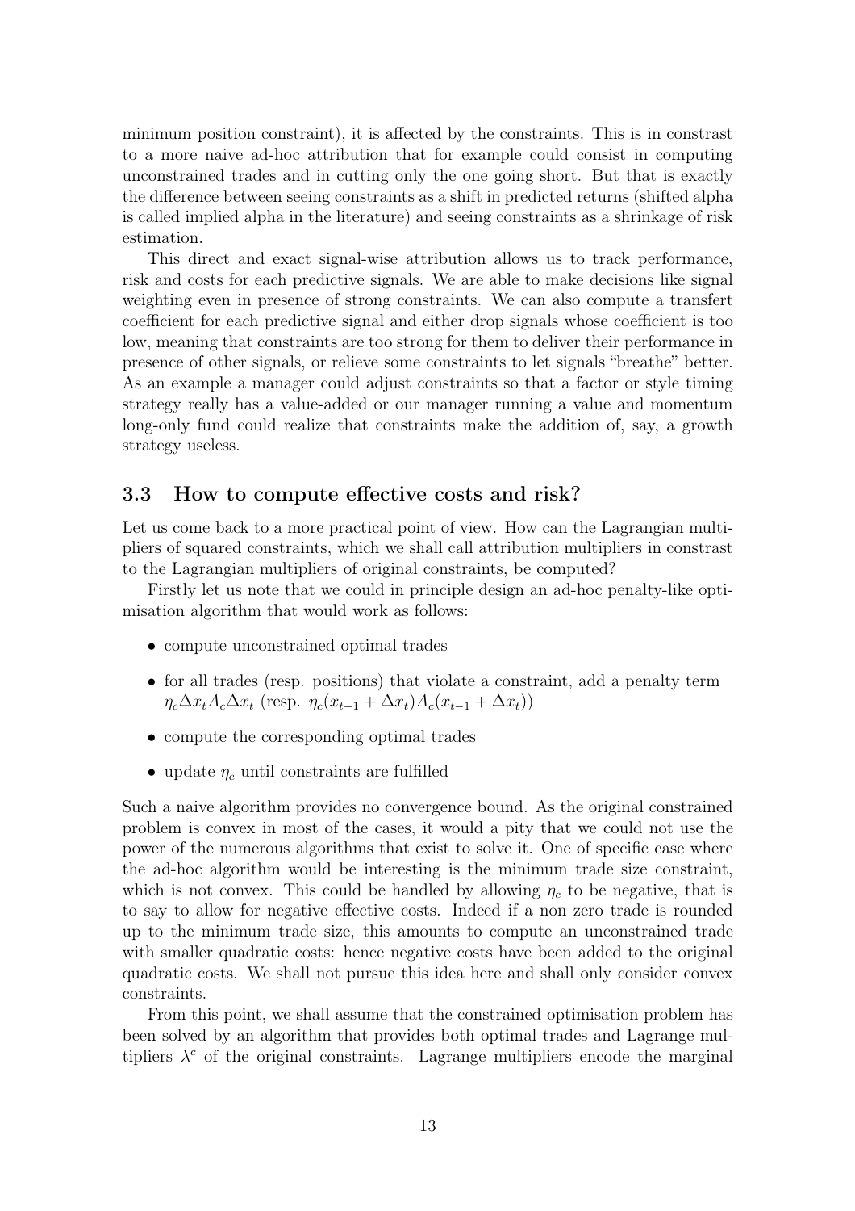minimum position constraint), it is affected by the constraints. This is in constrast to a more naive ad-hoc attribution that for example could consist in computing unconstrained trades and in cutting only the one going short. But that is exactly the difference between seeing constraints as a shift in predicted returns (shifted alpha is called implied alpha in the literature) and seeing constraints as a shrinkage of risk estimation.

This direct and exact signal-wise attribution allows us to track performance, risk and costs for each predictive signals. We are able to make decisions like signal weighting even in presence of strong constraints. We can also compute a transfert coefficient for each predictive signal and either drop signals whose coefficient is too low, meaning that constraints are too strong for them to deliver their performance in presence of other signals, or relieve some constraints to let signals "breathe" better. As an example a manager could adjust constraints so that a factor or style timing strategy really has a value-added or our manager running a value and momentum long-only fund could realize that constraints make the addition of, say, a growth strategy useless.

### 3.3 How to compute effective costs and risk?

Let us come back to a more practical point of view. How can the Lagrangian multipliers of squared constraints, which we shall call attribution multipliers in constrast to the Lagrangian multipliers of original constraints, be computed?

Firstly let us note that we could in principle design an ad-hoc penalty-like optimisation algorithm that would work as follows:

- compute unconstrained optimal trades
- for all trades (resp. positions) that violate a constraint, add a penalty term $\eta_c \Delta x_t A_c \Delta x_t$ (resp. $\eta_c (x_{t-1} + \Delta x_t) A_c (x_{t-1} + \Delta x_t)$)
- compute the corresponding optimal trades
- update $\eta_c$ until constraints are fulfilled

Such a naive algorithm provides no convergence bound. As the original constrained problem is convex in most of the cases, it would a pity that we could not use the power of the numerous algorithms that exist to solve it. One of specific case where the ad-hoc algorithm would be interesting is the minimum trade size constraint, which is not convex. This could be handled by allowing $\eta_c$ to be negative, that is to say to allow for negative effective costs. Indeed if a non zero trade is rounded up to the minimum trade size, this amounts to compute an unconstrained trade with smaller quadratic costs: hence negative costs have been added to the original quadratic costs. We shall not pursue this idea here and shall only consider convex constraints.

From this point, we shall assume that the constrained optimisation problem has been solved by an algorithm that provides both optimal trades and Lagrange multipliers $\lambda^c$ of the original constraints. Lagrange multipliers encode the marginal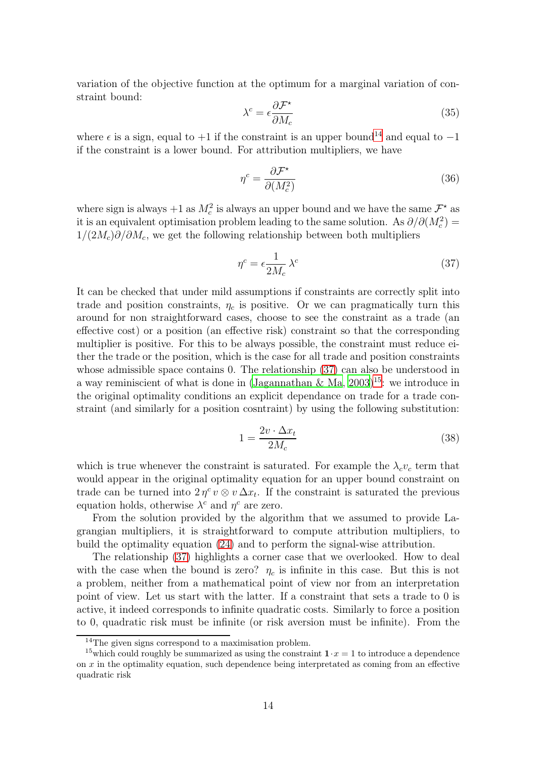variation of the objective function at the optimum for a marginal variation of constraint bound:

$$\lambda^c = \epsilon \frac{\partial \mathcal{F}^\star}{\partial M_c} \tag{35}$$

where $\epsilon$ is a sign, equal to $+1$ if the constraint is an upper bound[14] and equal to $-1$ if the constraint is a lower bound. For attribution multipliers, we have

$$\eta^c = \frac{\partial \mathcal{F}^\star}{\partial (M_c^2)} \tag{36}$$

where sign is always $+1$ as $M_c^2$ is always an upper bound and we have the same $\mathcal{F}^\star$ as it is an equivalent optimisation problem leading to the same solution. As $\partial/\partial(M_c^2) = 1/(2M_c)\partial/\partial M_c$, we get the following relationship between both multipliers

$$\eta^c = \epsilon \frac{1}{2M_c} \lambda^c \tag{37}$$

It can be checked that under mild assumptions if constraints are correctly split into trade and position constraints, $\eta_c$ is positive. Or we can pragmatically turn this around for non straightforward cases, choose to see the constraint as a trade (an effective cost) or a position (an effective risk) constraint so that the corresponding multiplier is positive. For this to be always possible, the constraint must reduce either the trade or the position, which is the case for all trade and position constraints whose admissible space contains 0. The relationship (37) can also be understood in a way reminiscient of what is done in (Jagannathan & Ma, 2003)[15]: we introduce in the original optimality conditions an explicit dependance on trade for a trade constraint (and similarly for a position cosntraint) by using the following substitution:

$$1 = \frac{2v \cdot \Delta x_t}{2M_c} \tag{38}$$

which is true whenever the constraint is saturated. For example the $\lambda_c v_c$ term that would appear in the original optimality equation for an upper bound constraint on trade can be turned into $2\,\eta^c\, v \otimes v\, \Delta x_t$. If the constraint is saturated the previous equation holds, otherwise $\lambda^c$ and $\eta^c$ are zero.

From the solution provided by the algorithm that we assumed to provide Lagrangian multipliers, it is straightforward to compute attribution multipliers, to build the optimality equation (24) and to perform the signal-wise attribution.

The relationship (37) highlights a corner case that we overlooked. How to deal with the case when the bound is zero? $\eta_c$ is infinite in this case. But this is not a problem, neither from a mathematical point of view nor from an interpretation point of view. Let us start with the latter. If a constraint that sets a trade to 0 is active, it indeed corresponds to infinite quadratic costs. Similarly to force a position to 0, quadratic risk must be infinite (or risk aversion must be infinite). From the

[14] The given signs correspond to a maximisation problem.

[15] which could roughly be summarized as using the constraint $\mathbf{1} \cdot x = 1$ to introduce a dependence on $x$ in the optimality equation, such dependence being interpretated as coming from an effective quadratic risk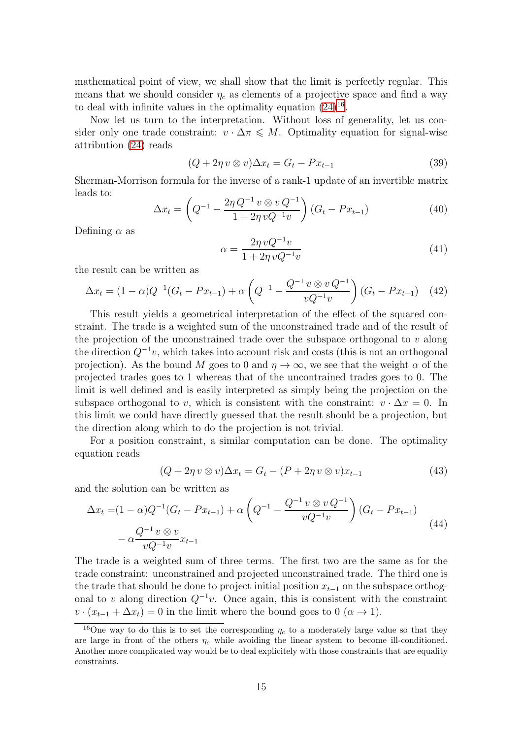mathematical point of view, we shall show that the limit is perfectly regular. This means that we should consider $\eta_c$ as elements of a projective space and find a way to deal with infinite values in the optimality equation (24)[16].

Now let us turn to the interpretation. Without loss of generality, let us consider only one trade constraint: $v \cdot \Delta\pi \leqslant M$. Optimality equation for signal-wise attribution (24) reads

$$(Q + 2\eta\, v \otimes v)\Delta x_t = G_t - P x_{t-1} \tag{39}$$

Sherman-Morrison formula for the inverse of a rank-1 update of an invertible matrix leads to:

$$\Delta x_t = \left( Q^{-1} - \frac{2\eta\, Q^{-1}\, v \otimes v\, Q^{-1}}{1 + 2\eta\, vQ^{-1}v} \right)(G_t - Px_{t-1}) \tag{40}$$

Defining $\alpha$ as

$$\alpha = \frac{2\eta\, vQ^{-1}v}{1 + 2\eta\, vQ^{-1}v} \tag{41}$$

the result can be written as

$$\Delta x_t = (1-\alpha)Q^{-1}(G_t - Px_{t-1}) + \alpha \left( Q^{-1} - \frac{Q^{-1}\, v \otimes v\, Q^{-1}}{vQ^{-1}v} \right)(G_t - Px_{t-1}) \tag{42}$$

This result yields a geometrical interpretation of the effect of the squared constraint. The trade is a weighted sum of the unconstrained trade and of the result of the projection of the unconstrained trade over the subspace orthogonal to $v$ along the direction $Q^{-1}v$, which takes into account risk and costs (this is not an orthogonal projection). As the bound $M$ goes to 0 and $\eta \to \infty$, we see that the weight $\alpha$ of the projected trades goes to 1 whereas that of the uncontrained trades goes to 0. The limit is well defined and is easily interpreted as simply being the projection on the subspace orthogonal to $v$, which is consistent with the constraint: $v \cdot \Delta x = 0$. In this limit we could have directly guessed that the result should be a projection, but the direction along which to do the projection is not trivial.

For a position constraint, a similar computation can be done. The optimality equation reads

$$(Q + 2\eta\, v \otimes v)\Delta x_t = G_t - (P + 2\eta\, v \otimes v)x_{t-1} \tag{43}$$

and the solution can be written as

$$\begin{aligned}\Delta x_t =& (1-\alpha)Q^{-1}(G_t - Px_{t-1}) + \alpha \left( Q^{-1} - \frac{Q^{-1}\, v \otimes v\, Q^{-1}}{vQ^{-1}v} \right)(G_t - Px_{t-1}) \\ &- \alpha \frac{Q^{-1}\, v \otimes v}{vQ^{-1}v} x_{t-1}\end{aligned} \tag{44}$$

The trade is a weighted sum of three terms. The first two are the same as for the trade constraint: unconstrained and projected unconstrained trade. The third one is the trade that should be done to project initial position $x_{t-1}$ on the subspace orthogonal to $v$ along direction $Q^{-1}v$. Once again, this is consistent with the constraint $v \cdot (x_{t-1} + \Delta x_t) = 0$ in the limit where the bound goes to 0 ($\alpha \to 1$).

[16] One way to do this is to set the corresponding $\eta_c$ to a moderately large value so that they are large in front of the others $\eta_c$ while avoiding the linear system to become ill-conditioned. Another more complicated way would be to deal explicitely with those constraints that are equality constraints.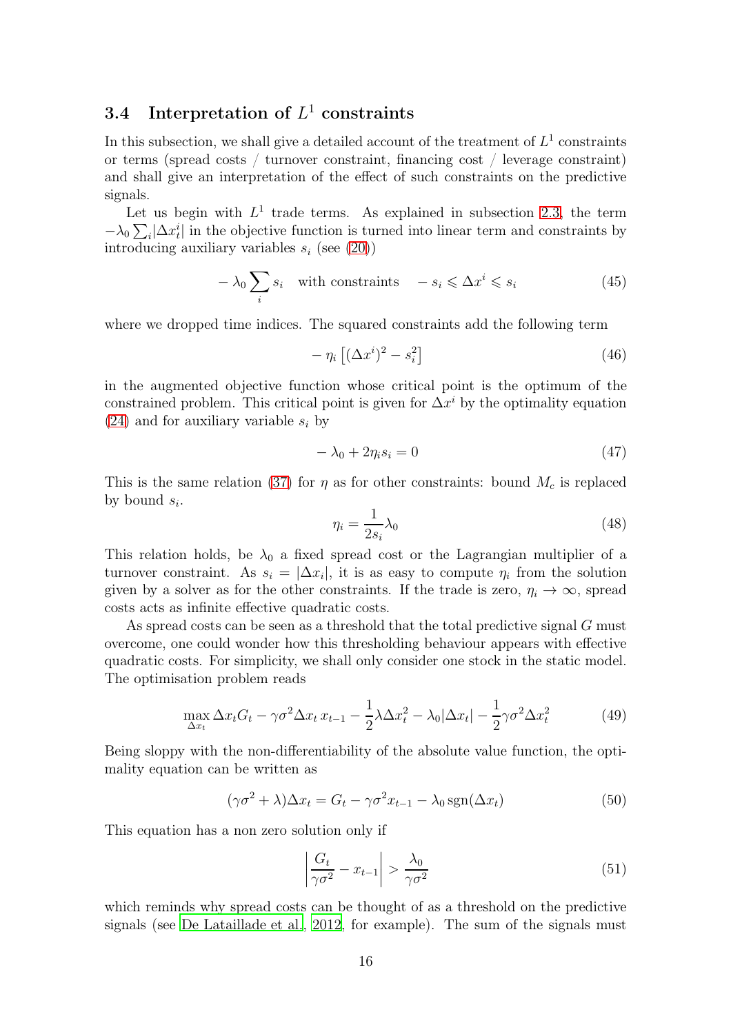### 3.4 Interpretation of $L^1$ constraints

In this subsection, we shall give a detailed account of the treatment of $L^1$ constraints or terms (spread costs / turnover constraint, financing cost / leverage constraint) and shall give an interpretation of the effect of such constraints on the predictive signals.

Let us begin with $L^1$ trade terms. As explained in subsection 2.3, the term $-\lambda_0 \sum_i |\Delta x_t^i|$ in the objective function is turned into linear term and constraints by introducing auxiliary variables $s_i$ (see (20))

$$- \lambda_0 \sum_i s_i \quad \text{with constraints} \quad - s_i \leqslant \Delta x^i \leqslant s_i \tag{45}$$

where we dropped time indices. The squared constraints add the following term

$$- \eta_i \left[ (\Delta x^i)^2 - s_i^2 \right] \tag{46}$$

in the augmented objective function whose critical point is the optimum of the constrained problem. This critical point is given for $\Delta x^i$ by the optimality equation (24) and for auxiliary variable $s_i$ by

$$- \lambda_0 + 2 \eta_i s_i = 0 \tag{47}$$

This is the same relation (37) for $\eta$ as for other constraints: bound $M_c$ is replaced by bound $s_i$.

$$\eta_i = \frac{1}{2 s_i} \lambda_0 \tag{48}$$

This relation holds, be $\lambda_0$ a fixed spread cost or the Lagrangian multiplier of a turnover constraint. As $s_i = |\Delta x_i|$, it is as easy to compute $\eta_i$ from the solution given by a solver as for the other constraints. If the trade is zero, $\eta_i \to \infty$, spread costs acts as infinite effective quadratic costs.

As spread costs can be seen as a threshold that the total predictive signal $G$ must overcome, one could wonder how this thresholding behaviour appears with effective quadratic costs. For simplicity, we shall only consider one stock in the static model. The optimisation problem reads

$$\max_{\Delta x_t} \Delta x_t G_t - \gamma \sigma^2 \Delta x_t \, x_{t-1} - \frac{1}{2} \lambda \Delta x_t^2 - \lambda_0 |\Delta x_t| - \frac{1}{2} \gamma \sigma^2 \Delta x_t^2 \tag{49}$$

Being sloppy with the non-differentiability of the absolute value function, the optimality equation can be written as

$$(\gamma \sigma^2 + \lambda) \Delta x_t = G_t - \gamma \sigma^2 x_{t-1} - \lambda_0 \, \mathrm{sgn}(\Delta x_t) \tag{50}$$

This equation has a non zero solution only if

$$\left| \frac{G_t}{\gamma \sigma^2} - x_{t-1} \right| > \frac{\lambda_0}{\gamma \sigma^2} \tag{51}$$

which reminds why spread costs can be thought of as a threshold on the predictive signals (see De Lataillade et al., 2012, for example). The sum of the signals must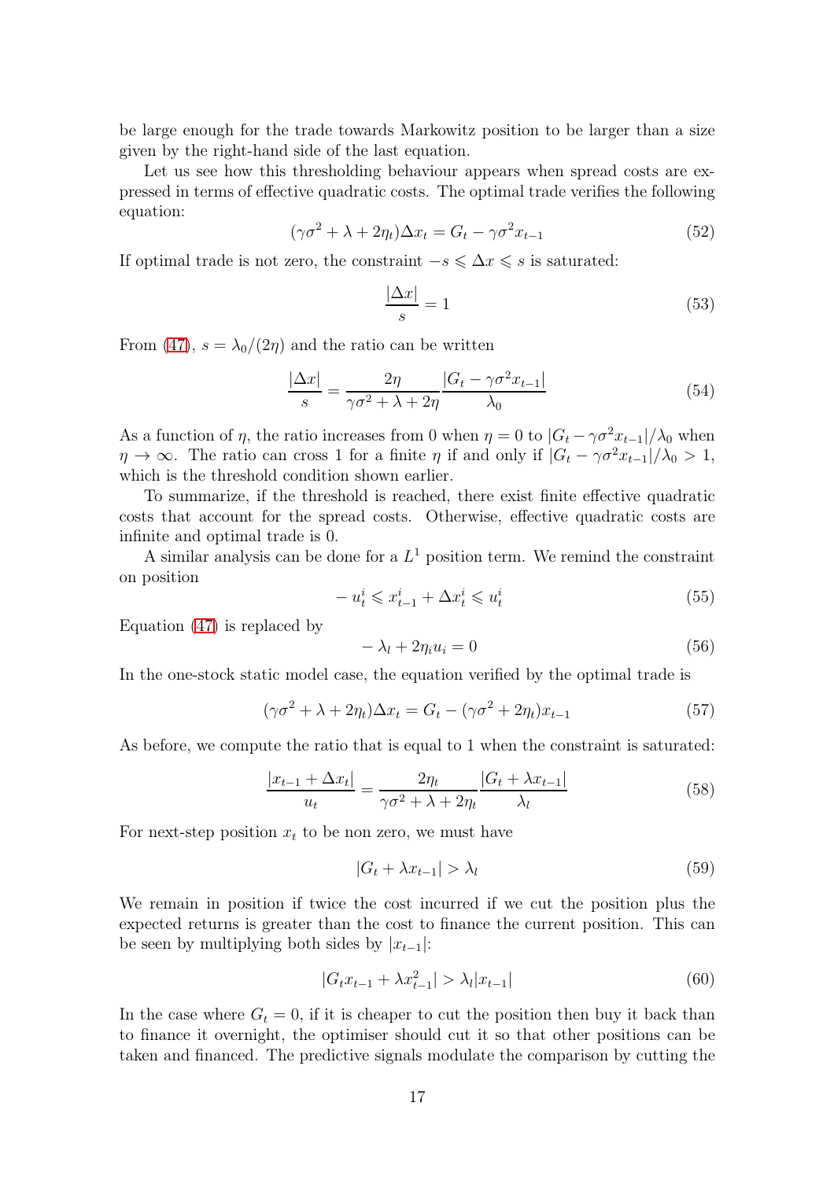be large enough for the trade towards Markowitz position to be larger than a size given by the right-hand side of the last equation.

Let us see how this thresholding behaviour appears when spread costs are expressed in terms of effective quadratic costs. The optimal trade verifies the following equation:

$$(\gamma\sigma^2 + \lambda + 2\eta_t)\Delta x_t = G_t - \gamma\sigma^2 x_{t-1} \tag{52}$$

If optimal trade is not zero, the constraint $-s \leqslant \Delta x \leqslant s$ is saturated:

$$\frac{|\Delta x|}{s} = 1 \tag{53}$$

From (47), $s = \lambda_0/(2\eta)$ and the ratio can be written

$$\frac{|\Delta x|}{s} = \frac{2\eta}{\gamma\sigma^2 + \lambda + 2\eta}\frac{|G_t - \gamma\sigma^2 x_{t-1}|}{\lambda_0} \tag{54}$$

As a function of $\eta$, the ratio increases from 0 when $\eta = 0$ to $|G_t - \gamma\sigma^2 x_{t-1}|/\lambda_0$ when $\eta \to \infty$. The ratio can cross 1 for a finite $\eta$ if and only if $|G_t - \gamma\sigma^2 x_{t-1}|/\lambda_0 > 1$, which is the threshold condition shown earlier.

To summarize, if the threshold is reached, there exist finite effective quadratic costs that account for the spread costs. Otherwise, effective quadratic costs are infinite and optimal trade is 0.

A similar analysis can be done for a $L^1$ position term. We remind the constraint on position

$$-u_t^i \leqslant x_{t-1}^i + \Delta x_t^i \leqslant u_t^i \tag{55}$$

Equation (47) is replaced by

$$-\lambda_l + 2\eta_i u_i = 0 \tag{56}$$

In the one-stock static model case, the equation verified by the optimal trade is

$$(\gamma\sigma^2 + \lambda + 2\eta_t)\Delta x_t = G_t - (\gamma\sigma^2 + 2\eta_t)x_{t-1} \tag{57}$$

As before, we compute the ratio that is equal to 1 when the constraint is saturated:

$$\frac{|x_{t-1} + \Delta x_t|}{u_t} = \frac{2\eta_t}{\gamma\sigma^2 + \lambda + 2\eta_t}\frac{|G_t + \lambda x_{t-1}|}{\lambda_l} \tag{58}$$

For next-step position $x_t$ to be non zero, we must have

$$|G_t + \lambda x_{t-1}| > \lambda_l \tag{59}$$

We remain in position if twice the cost incurred if we cut the position plus the expected returns is greater than the cost to finance the current position. This can be seen by multiplying both sides by $|x_{t-1}|$:

$$|G_t x_{t-1} + \lambda x_{t-1}^2| > \lambda_l |x_{t-1}| \tag{60}$$

In the case where $G_t = 0$, if it is cheaper to cut the position then buy it back than to finance it overnight, the optimiser should cut it so that other positions can be taken and financed. The predictive signals modulate the comparison by cutting the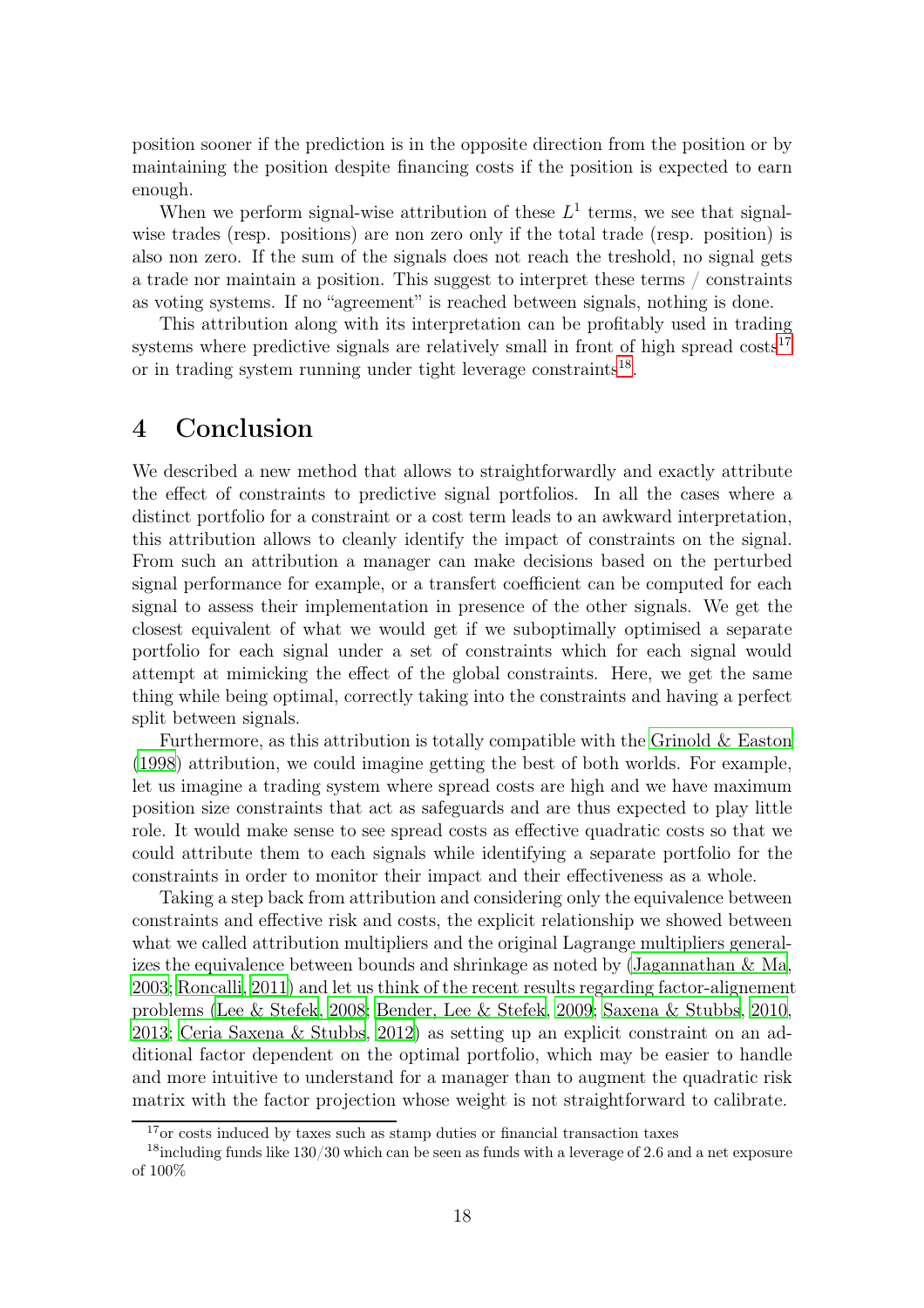position sooner if the prediction is in the opposite direction from the position or by maintaining the position despite financing costs if the position is expected to earn enough.

When we perform signal-wise attribution of these $L^1$ terms, we see that signal-wise trades (resp. positions) are non zero only if the total trade (resp. position) is also non zero. If the sum of the signals does not reach the treshold, no signal gets a trade nor maintain a position. This suggest to interpret these terms / constraints as voting systems. If no "agreement" is reached between signals, nothing is done.

This attribution along with its interpretation can be profitably used in trading systems where predictive signals are relatively small in front of high spread costs[17] or in trading system running under tight leverage constraints[18].

# 4 Conclusion

We described a new method that allows to straightforwardly and exactly attribute the effect of constraints to predictive signal portfolios. In all the cases where a distinct portfolio for a constraint or a cost term leads to an awkward interpretation, this attribution allows to cleanly identify the impact of constraints on the signal. From such an attribution a manager can make decisions based on the perturbed signal performance for example, or a transfert coefficient can be computed for each signal to assess their implementation in presence of the other signals. We get the closest equivalent of what we would get if we suboptimally optimised a separate portfolio for each signal under a set of constraints which for each signal would attempt at mimicking the effect of the global constraints. Here, we get the same thing while being optimal, correctly taking into the constraints and having a perfect split between signals.

Furthermore, as this attribution is totally compatible with the Grinold & Easton (1998) attribution, we could imagine getting the best of both worlds. For example, let us imagine a trading system where spread costs are high and we have maximum position size constraints that act as safeguards and are thus expected to play little role. It would make sense to see spread costs as effective quadratic costs so that we could attribute them to each signals while identifying a separate portfolio for the constraints in order to monitor their impact and their effectiveness as a whole.

Taking a step back from attribution and considering only the equivalence between constraints and effective risk and costs, the explicit relationship we showed between what we called attribution multipliers and the original Lagrange multipliers generalizes the equivalence between bounds and shrinkage as noted by (Jagannathan & Ma, 2003; Roncalli, 2011) and let us think of the recent results regarding factor-alignement problems (Lee & Stefek, 2008; Bender, Lee & Stefek, 2009; Saxena & Stubbs, 2010, 2013; Ceria Saxena & Stubbs, 2012) as setting up an explicit constraint on an additional factor dependent on the optimal portfolio, which may be easier to handle and more intuitive to understand for a manager than to augment the quadratic risk matrix with the factor projection whose weight is not straightforward to calibrate.

[17] or costs induced by taxes such as stamp duties or financial transaction taxes

[18] including funds like 130/30 which can be seen as funds with a leverage of 2.6 and a net exposure of 100%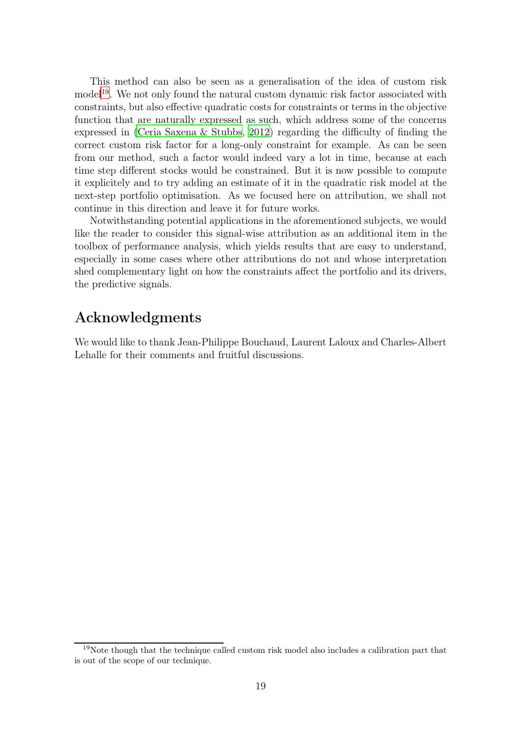This method can also be seen as a generalisation of the idea of custom risk model[19]. We not only found the natural custom dynamic risk factor associated with constraints, but also effective quadratic costs for constraints or terms in the objective function that are naturally expressed as such, which address some of the concerns expressed in (Ceria Saxena & Stubbs, 2012) regarding the difficulty of finding the correct custom risk factor for a long-only constraint for example. As can be seen from our method, such a factor would indeed vary a lot in time, because at each time step different stocks would be constrained. But it is now possible to compute it explicitely and to try adding an estimate of it in the quadratic risk model at the next-step portfolio optimisation. As we focused here on attribution, we shall not continue in this direction and leave it for future works.

Notwithstanding potential applications in the aforementioned subjects, we would like the reader to consider this signal-wise attribution as an additional item in the toolbox of performance analysis, which yields results that are easy to understand, especially in some cases where other attributions do not and whose interpretation shed complementary light on how the constraints affect the portfolio and its drivers, the predictive signals.

## Acknowledgments

We would like to thank Jean-Philippe Bouchaud, Laurent Laloux and Charles-Albert Lehalle for their comments and fruitful discussions.

[19] Note though that the technique called custom risk model also includes a calibration part that is out of the scope of our technique.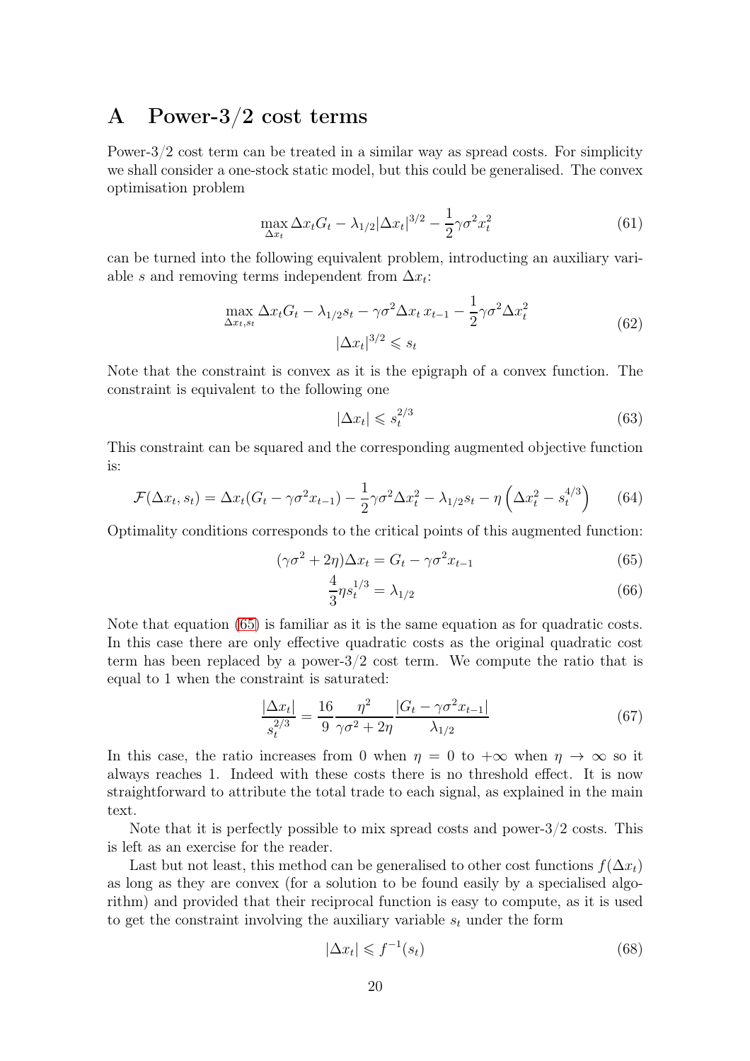# A Power-3/2 cost terms

Power-3/2 cost term can be treated in a similar way as spread costs. For simplicity we shall consider a one-stock static model, but this could be generalised. The convex optimisation problem

$$\max_{\Delta x_t} \Delta x_t G_t - \lambda_{1/2} |\Delta x_t|^{3/2} - \frac{1}{2}\gamma\sigma^2 x_t^2 \tag{61}$$

can be turned into the following equivalent problem, introducting an auxiliary variable $s$ and removing terms independent from $\Delta x_t$:

$$\begin{gathered}\max_{\Delta x_t, s_t} \Delta x_t G_t - \lambda_{1/2} s_t - \gamma\sigma^2 \Delta x_t \, x_{t-1} - \frac{1}{2}\gamma\sigma^2 \Delta x_t^2 \\ |\Delta x_t|^{3/2} \leqslant s_t\end{gathered} \tag{62}$$

Note that the constraint is convex as it is the epigraph of a convex function. The constraint is equivalent to the following one

$$|\Delta x_t| \leqslant s_t^{2/3} \tag{63}$$

This constraint can be squared and the corresponding augmented objective function is:

$$\mathcal{F}(\Delta x_t, s_t) = \Delta x_t(G_t - \gamma\sigma^2 x_{t-1}) - \frac{1}{2}\gamma\sigma^2 \Delta x_t^2 - \lambda_{1/2} s_t - \eta\left(\Delta x_t^2 - s_t^{4/3}\right) \tag{64}$$

Optimality conditions corresponds to the critical points of this augmented function:

$$(\gamma\sigma^2 + 2\eta)\Delta x_t = G_t - \gamma\sigma^2 x_{t-1} \tag{65}$$

$$\frac{4}{3}\eta s_t^{1/3} = \lambda_{1/2} \tag{66}$$

Note that equation (65) is familiar as it is the same equation as for quadratic costs. In this case there are only effective quadratic costs as the original quadratic cost term has been replaced by a power-3/2 cost term. We compute the ratio that is equal to 1 when the constraint is saturated:

$$\frac{|\Delta x_t|}{s_t^{2/3}} = \frac{16}{9}\frac{\eta^2}{\gamma\sigma^2 + 2\eta}\frac{|G_t - \gamma\sigma^2 x_{t-1}|}{\lambda_{1/2}} \tag{67}$$

In this case, the ratio increases from 0 when $\eta = 0$ to $+\infty$ when $\eta \to \infty$ so it always reaches 1. Indeed with these costs there is no threshold effect. It is now straightforward to attribute the total trade to each signal, as explained in the main text.

Note that it is perfectly possible to mix spread costs and power-3/2 costs. This is left as an exercise for the reader.

Last but not least, this method can be generalised to other cost functions $f(\Delta x_t)$ as long as they are convex (for a solution to be found easily by a specialised algorithm) and provided that their reciprocal function is easy to compute, as it is used to get the constraint involving the auxiliary variable $s_t$ under the form

$$|\Delta x_t| \leqslant f^{-1}(s_t) \tag{68}$$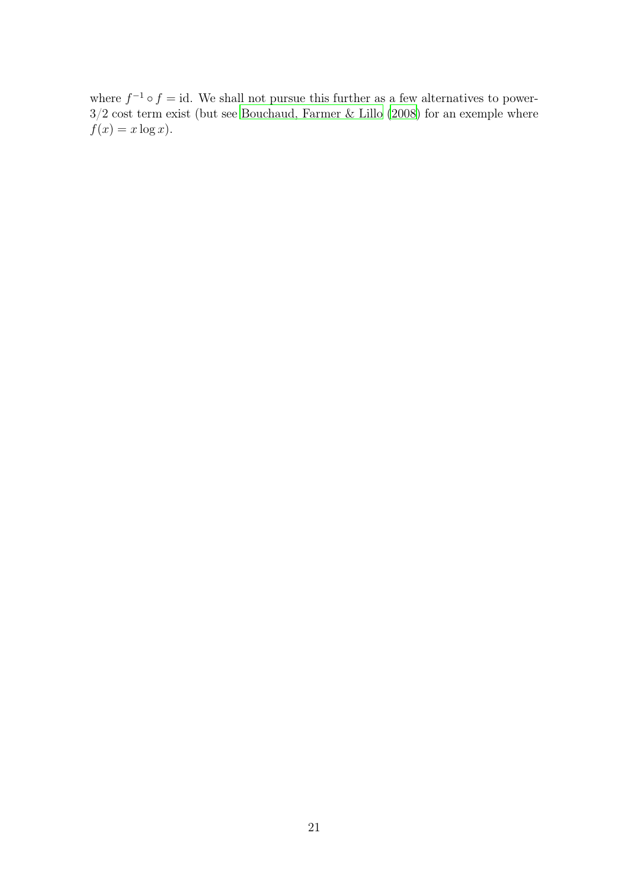where $f^{-1} \circ f = \text{id}$. We shall not pursue this further as a few alternatives to power-3/2 cost term exist (but see Bouchaud, Farmer & Lillo (2008) for an exemple where $f(x) = x \log x$).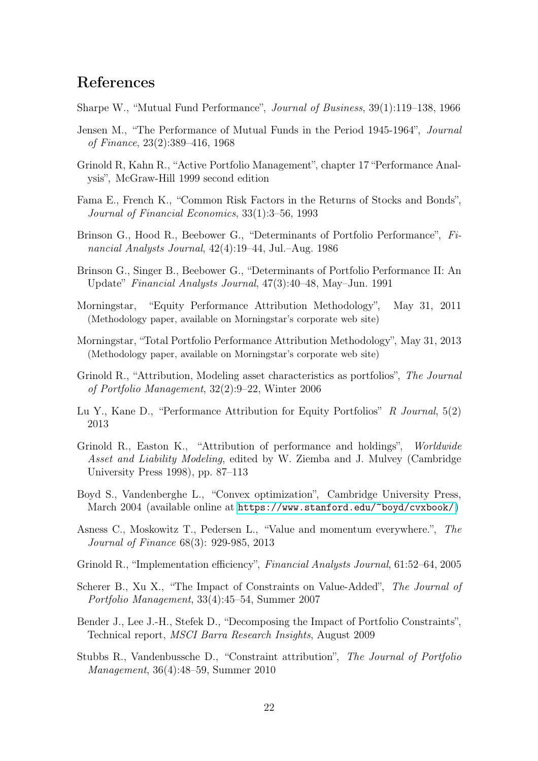## References

Sharpe W., "Mutual Fund Performance", *Journal of Business*, 39(1):119–138, 1966

Jensen M., "The Performance of Mutual Funds in the Period 1945-1964", *Journal of Finance*, 23(2):389–416, 1968

Grinold R, Kahn R., "Active Portfolio Management", chapter 17 "Performance Analysis", McGraw-Hill 1999 second edition

Fama E., French K., "Common Risk Factors in the Returns of Stocks and Bonds", *Journal of Financial Economics*, 33(1):3–56, 1993

Brinson G., Hood R., Beebower G., "Determinants of Portfolio Performance", *Financial Analysts Journal*, 42(4):19–44, Jul.–Aug. 1986

Brinson G., Singer B., Beebower G., "Determinants of Portfolio Performance II: An Update" *Financial Analysts Journal*, 47(3):40–48, May–Jun. 1991

Morningstar, "Equity Performance Attribution Methodology", May 31, 2011 (Methodology paper, available on Morningstar's corporate web site)

Morningstar, "Total Portfolio Performance Attribution Methodology", May 31, 2013 (Methodology paper, available on Morningstar's corporate web site)

Grinold R., "Attribution, Modeling asset characteristics as portfolios", *The Journal of Portfolio Management*, 32(2):9–22, Winter 2006

Lu Y., Kane D., "Performance Attribution for Equity Portfolios" *R Journal*, 5(2) 2013

Grinold R., Easton K., "Attribution of performance and holdings", *Worldwide Asset and Liability Modeling*, edited by W. Ziemba and J. Mulvey (Cambridge University Press 1998), pp. 87–113

Boyd S., Vandenberghe L., "Convex optimization", Cambridge University Press, March 2004 (available online at https://www.stanford.edu/~boyd/cvxbook/)

Asness C., Moskowitz T., Pedersen L., "Value and momentum everywhere.", *The Journal of Finance* 68(3): 929-985, 2013

Grinold R., "Implementation efficiency", *Financial Analysts Journal*, 61:52–64, 2005

Scherer B., Xu X., "The Impact of Constraints on Value-Added", *The Journal of Portfolio Management*, 33(4):45–54, Summer 2007

Bender J., Lee J.-H., Stefek D., "Decomposing the Impact of Portfolio Constraints", Technical report, *MSCI Barra Research Insights*, August 2009

Stubbs R., Vandenbussche D., "Constraint attribution", *The Journal of Portfolio Management*, 36(4):48–59, Summer 2010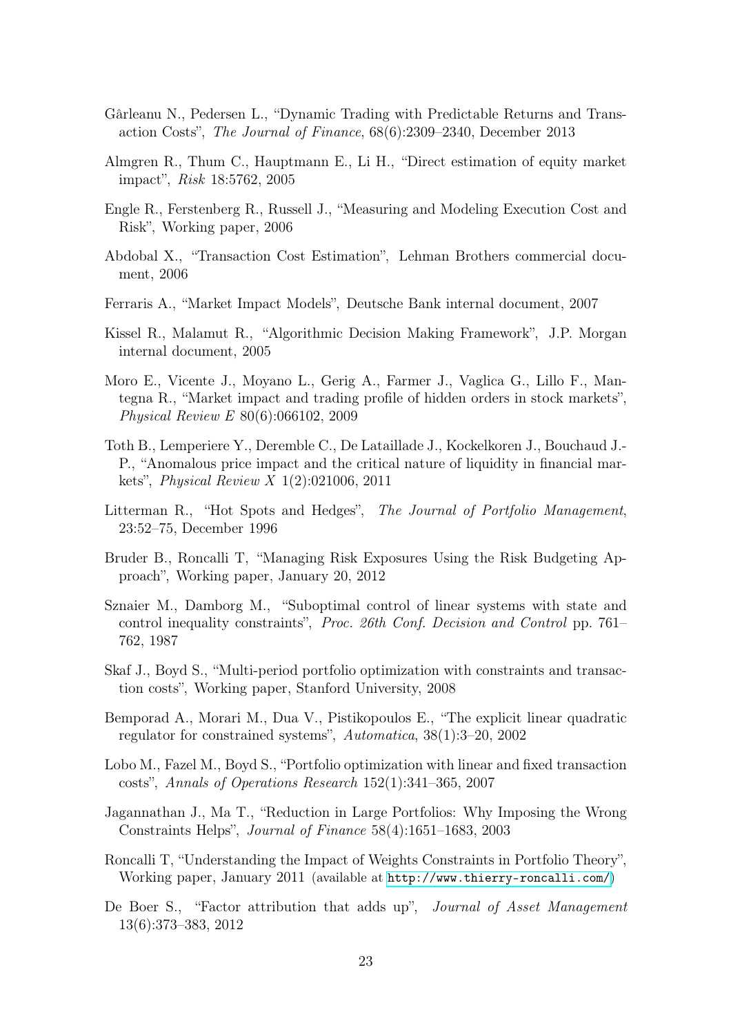Gârleanu N., Pedersen L., "Dynamic Trading with Predictable Returns and Transaction Costs", *The Journal of Finance*, 68(6):2309–2340, December 2013

Almgren R., Thum C., Hauptmann E., Li H., "Direct estimation of equity market impact", *Risk* 18:5762, 2005

Engle R., Ferstenberg R., Russell J., "Measuring and Modeling Execution Cost and Risk", Working paper, 2006

Abdobal X., "Transaction Cost Estimation", Lehman Brothers commercial document, 2006

Ferraris A., "Market Impact Models", Deutsche Bank internal document, 2007

Kissel R., Malamut R., "Algorithmic Decision Making Framework", J.P. Morgan internal document, 2005

Moro E., Vicente J., Moyano L., Gerig A., Farmer J., Vaglica G., Lillo F., Mantegna R., "Market impact and trading profile of hidden orders in stock markets", *Physical Review E* 80(6):066102, 2009

Toth B., Lemperiere Y., Deremble C., De Lataillade J., Kockelkoren J., Bouchaud J.-P., "Anomalous price impact and the critical nature of liquidity in financial markets", *Physical Review X* 1(2):021006, 2011

Litterman R., "Hot Spots and Hedges", *The Journal of Portfolio Management*, 23:52–75, December 1996

Bruder B., Roncalli T, "Managing Risk Exposures Using the Risk Budgeting Approach", Working paper, January 20, 2012

Sznaier M., Damborg M., "Suboptimal control of linear systems with state and control inequality constraints", *Proc. 26th Conf. Decision and Control* pp. 761–762, 1987

Skaf J., Boyd S., "Multi-period portfolio optimization with constraints and transaction costs", Working paper, Stanford University, 2008

Bemporad A., Morari M., Dua V., Pistikopoulos E., "The explicit linear quadratic regulator for constrained systems", *Automatica*, 38(1):3–20, 2002

Lobo M., Fazel M., Boyd S., "Portfolio optimization with linear and fixed transaction costs", *Annals of Operations Research* 152(1):341–365, 2007

Jagannathan J., Ma T., "Reduction in Large Portfolios: Why Imposing the Wrong Constraints Helps", *Journal of Finance* 58(4):1651–1683, 2003

Roncalli T, "Understanding the Impact of Weights Constraints in Portfolio Theory", Working paper, January 2011 (available at http://www.thierry-roncalli.com/)

De Boer S., "Factor attribution that adds up", *Journal of Asset Management* 13(6):373–383, 2012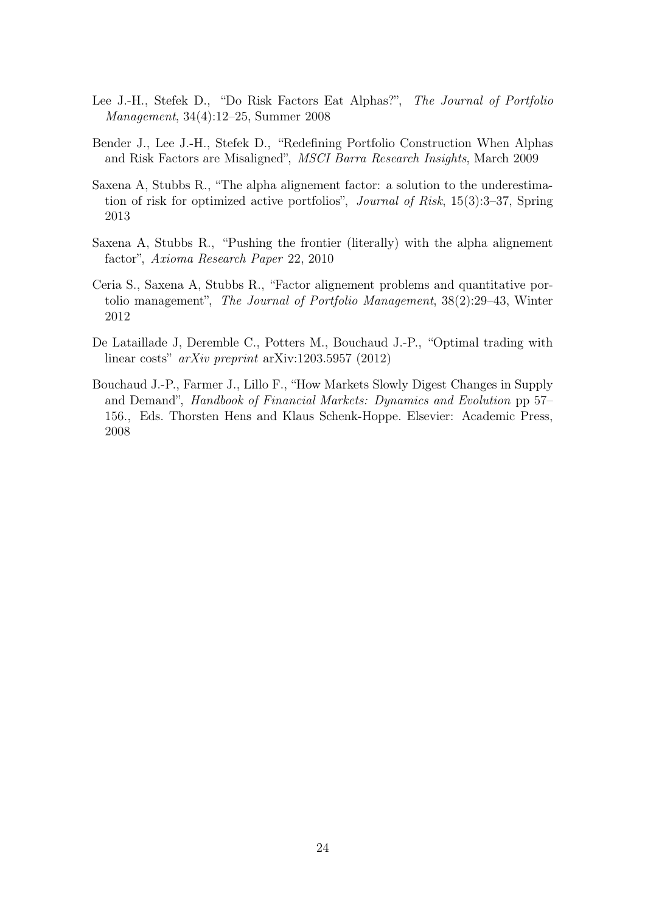Lee J.-H., Stefek D., "Do Risk Factors Eat Alphas?", *The Journal of Portfolio Management*, 34(4):12–25, Summer 2008

Bender J., Lee J.-H., Stefek D., "Redefining Portfolio Construction When Alphas and Risk Factors are Misaligned", *MSCI Barra Research Insights*, March 2009

Saxena A, Stubbs R., "The alpha alignement factor: a solution to the underestimation of risk for optimized active portfolios", *Journal of Risk*, 15(3):3–37, Spring 2013

Saxena A, Stubbs R., "Pushing the frontier (literally) with the alpha alignement factor", *Axioma Research Paper* 22, 2010

Ceria S., Saxena A, Stubbs R., "Factor alignement problems and quantitative portolio management", *The Journal of Portfolio Management*, 38(2):29–43, Winter 2012

De Lataillade J, Deremble C., Potters M., Bouchaud J.-P., "Optimal trading with linear costs" *arXiv preprint* arXiv:1203.5957 (2012)

Bouchaud J.-P., Farmer J., Lillo F., "How Markets Slowly Digest Changes in Supply and Demand", *Handbook of Financial Markets: Dynamics and Evolution* pp 57–156., Eds. Thorsten Hens and Klaus Schenk-Hoppe. Elsevier: Academic Press, 2008